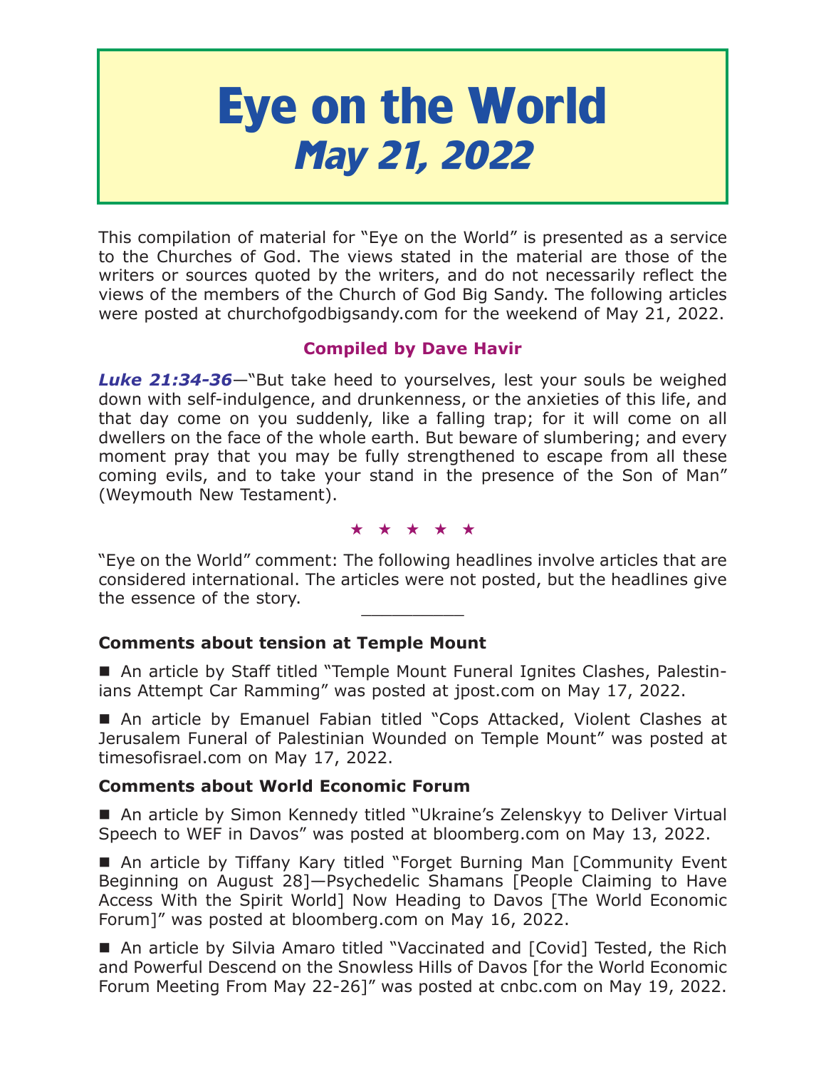# Eye on the World
## *May 21, 2022*

This compilation of material for "Eye on the World" is presented as a service to the Churches of God. The views stated in the material are those of the writers or sources quoted by the writers, and do not necessarily reflect the views of the members of the Church of God Big Sandy. The following articles were posted at churchofgodbigsandy.com for the weekend of May 21, 2022.

**Compiled by Dave Havir**

***Luke 21:34-36***—"But take heed to yourselves, lest your souls be weighed down with self-indulgence, and drunkenness, or the anxieties of this life, and that day come on you suddenly, like a falling trap; for it will come on all dwellers on the face of the whole earth. But beware of slumbering; and every moment pray that you may be fully strengthened to escape from all these coming evils, and to take your stand in the presence of the Son of Man" (Weymouth New Testament).

★ ★ ★ ★ ★

"Eye on the World" comment: The following headlines involve articles that are considered international. The articles were not posted, but the headlines give the essence of the story.

---

**Comments about tension at Temple Mount**

■ An article by Staff titled "Temple Mount Funeral Ignites Clashes, Palestinians Attempt Car Ramming" was posted at jpost.com on May 17, 2022.

■ An article by Emanuel Fabian titled "Cops Attacked, Violent Clashes at Jerusalem Funeral of Palestinian Wounded on Temple Mount" was posted at timesofisrael.com on May 17, 2022.

**Comments about World Economic Forum**

■ An article by Simon Kennedy titled "Ukraine's Zelenskyy to Deliver Virtual Speech to WEF in Davos" was posted at bloomberg.com on May 13, 2022.

■ An article by Tiffany Kary titled "Forget Burning Man [Community Event Beginning on August 28]—Psychedelic Shamans [People Claiming to Have Access With the Spirit World] Now Heading to Davos [The World Economic Forum]" was posted at bloomberg.com on May 16, 2022.

■ An article by Silvia Amaro titled "Vaccinated and [Covid] Tested, the Rich and Powerful Descend on the Snowless Hills of Davos [for the World Economic Forum Meeting From May 22-26]" was posted at cnbc.com on May 19, 2022.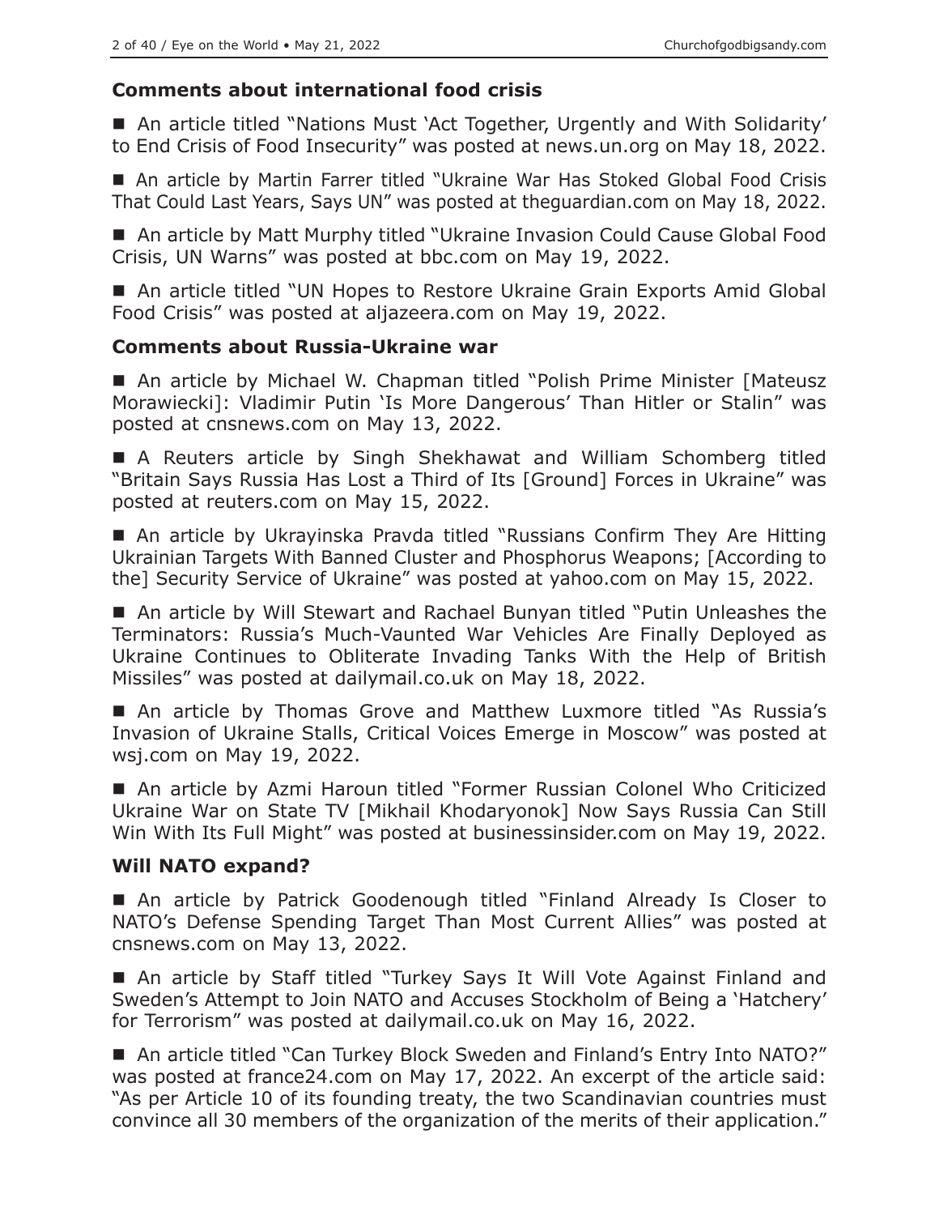## Comments about international food crisis

- An article titled "Nations Must 'Act Together, Urgently and With Solidarity' to End Crisis of Food Insecurity" was posted at news.un.org on May 18, 2022.
- An article by Martin Farrer titled "Ukraine War Has Stoked Global Food Crisis That Could Last Years, Says UN" was posted at theguardian.com on May 18, 2022.
- An article by Matt Murphy titled "Ukraine Invasion Could Cause Global Food Crisis, UN Warns" was posted at bbc.com on May 19, 2022.
- An article titled "UN Hopes to Restore Ukraine Grain Exports Amid Global Food Crisis" was posted at aljazeera.com on May 19, 2022.

## Comments about Russia-Ukraine war

- An article by Michael W. Chapman titled "Polish Prime Minister [Mateusz Morawiecki]: Vladimir Putin 'Is More Dangerous' Than Hitler or Stalin" was posted at cnsnews.com on May 13, 2022.
- A Reuters article by Singh Shekhawat and William Schomberg titled "Britain Says Russia Has Lost a Third of Its [Ground] Forces in Ukraine" was posted at reuters.com on May 15, 2022.
- An article by Ukrayinska Pravda titled "Russians Confirm They Are Hitting Ukrainian Targets With Banned Cluster and Phosphorus Weapons; [According to the] Security Service of Ukraine" was posted at yahoo.com on May 15, 2022.
- An article by Will Stewart and Rachael Bunyan titled "Putin Unleashes the Terminators: Russia's Much-Vaunted War Vehicles Are Finally Deployed as Ukraine Continues to Obliterate Invading Tanks With the Help of British Missiles" was posted at dailymail.co.uk on May 18, 2022.
- An article by Thomas Grove and Matthew Luxmore titled "As Russia's Invasion of Ukraine Stalls, Critical Voices Emerge in Moscow" was posted at wsj.com on May 19, 2022.
- An article by Azmi Haroun titled "Former Russian Colonel Who Criticized Ukraine War on State TV [Mikhail Khodaryonok] Now Says Russia Can Still Win With Its Full Might" was posted at businessinsider.com on May 19, 2022.

## Will NATO expand?

- An article by Patrick Goodenough titled "Finland Already Is Closer to NATO's Defense Spending Target Than Most Current Allies" was posted at cnsnews.com on May 13, 2022.
- An article by Staff titled "Turkey Says It Will Vote Against Finland and Sweden's Attempt to Join NATO and Accuses Stockholm of Being a 'Hatchery' for Terrorism" was posted at dailymail.co.uk on May 16, 2022.
- An article titled "Can Turkey Block Sweden and Finland's Entry Into NATO?" was posted at france24.com on May 17, 2022. An excerpt of the article said: "As per Article 10 of its founding treaty, the two Scandinavian countries must convince all 30 members of the organization of the merits of their application."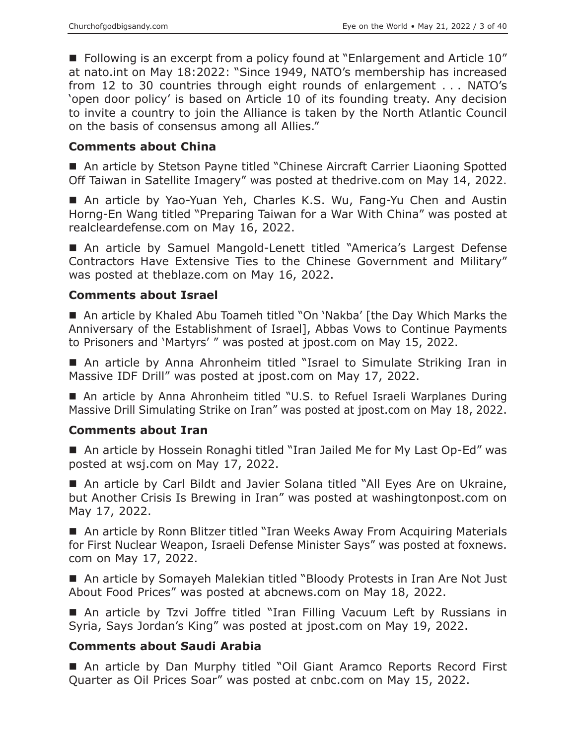■ Following is an excerpt from a policy found at "Enlargement and Article 10" at nato.int on May 18:2022: "Since 1949, NATO's membership has increased from 12 to 30 countries through eight rounds of enlargement . . . NATO's 'open door policy' is based on Article 10 of its founding treaty. Any decision to invite a country to join the Alliance is taken by the North Atlantic Council on the basis of consensus among all Allies."

### Comments about China

■ An article by Stetson Payne titled "Chinese Aircraft Carrier Liaoning Spotted Off Taiwan in Satellite Imagery" was posted at thedrive.com on May 14, 2022.

■ An article by Yao-Yuan Yeh, Charles K.S. Wu, Fang-Yu Chen and Austin Horng-En Wang titled "Preparing Taiwan for a War With China" was posted at realcleardefense.com on May 16, 2022.

■ An article by Samuel Mangold-Lenett titled "America's Largest Defense Contractors Have Extensive Ties to the Chinese Government and Military" was posted at theblaze.com on May 16, 2022.

### Comments about Israel

■ An article by Khaled Abu Toameh titled "On 'Nakba' [the Day Which Marks the Anniversary of the Establishment of Israel], Abbas Vows to Continue Payments to Prisoners and 'Martyrs' " was posted at jpost.com on May 15, 2022.

■ An article by Anna Ahronheim titled "Israel to Simulate Striking Iran in Massive IDF Drill" was posted at jpost.com on May 17, 2022.

■ An article by Anna Ahronheim titled "U.S. to Refuel Israeli Warplanes During Massive Drill Simulating Strike on Iran" was posted at jpost.com on May 18, 2022.

### Comments about Iran

■ An article by Hossein Ronaghi titled "Iran Jailed Me for My Last Op-Ed" was posted at wsj.com on May 17, 2022.

■ An article by Carl Bildt and Javier Solana titled "All Eyes Are on Ukraine, but Another Crisis Is Brewing in Iran" was posted at washingtonpost.com on May 17, 2022.

■ An article by Ronn Blitzer titled "Iran Weeks Away From Acquiring Materials for First Nuclear Weapon, Israeli Defense Minister Says" was posted at foxnews.com on May 17, 2022.

■ An article by Somayeh Malekian titled "Bloody Protests in Iran Are Not Just About Food Prices" was posted at abcnews.com on May 18, 2022.

■ An article by Tzvi Joffre titled "Iran Filling Vacuum Left by Russians in Syria, Says Jordan's King" was posted at jpost.com on May 19, 2022.

### Comments about Saudi Arabia

■ An article by Dan Murphy titled "Oil Giant Aramco Reports Record First Quarter as Oil Prices Soar" was posted at cnbc.com on May 15, 2022.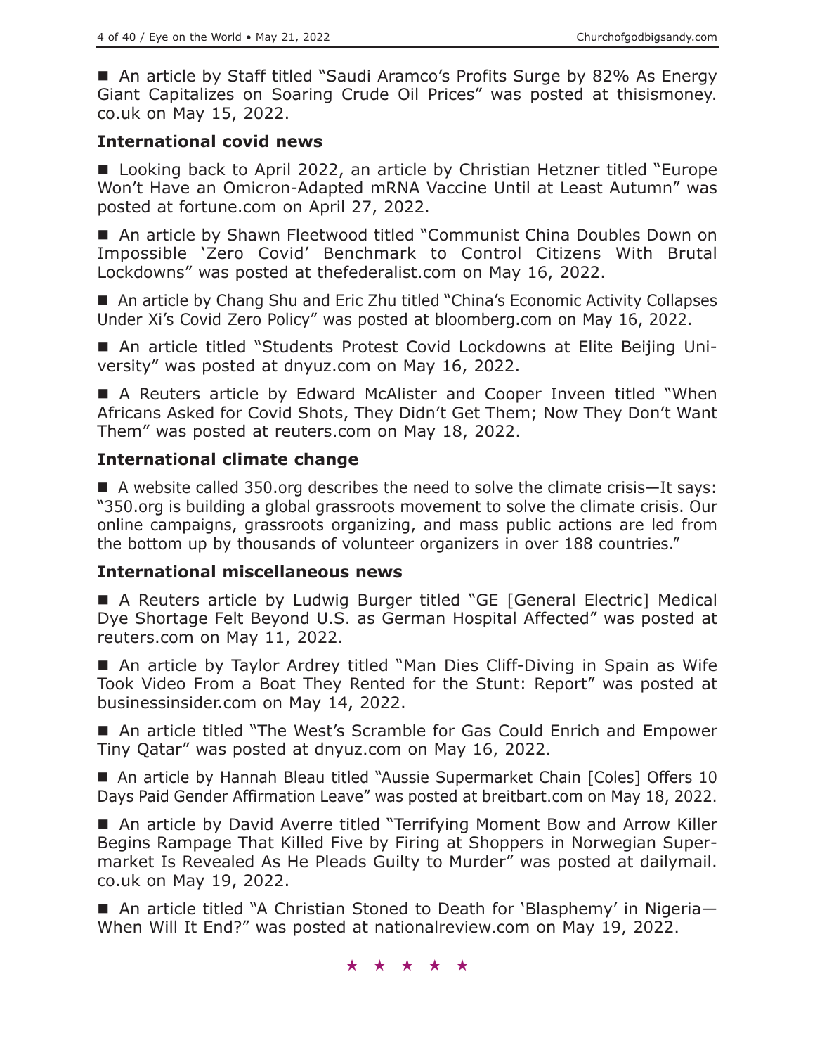■ An article by Staff titled "Saudi Aramco's Profits Surge by 82% As Energy Giant Capitalizes on Soaring Crude Oil Prices" was posted at thisismoney.co.uk on May 15, 2022.

### International covid news

■ Looking back to April 2022, an article by Christian Hetzner titled "Europe Won't Have an Omicron-Adapted mRNA Vaccine Until at Least Autumn" was posted at fortune.com on April 27, 2022.

■ An article by Shawn Fleetwood titled "Communist China Doubles Down on Impossible 'Zero Covid' Benchmark to Control Citizens With Brutal Lockdowns" was posted at thefederalist.com on May 16, 2022.

■ An article by Chang Shu and Eric Zhu titled "China's Economic Activity Collapses Under Xi's Covid Zero Policy" was posted at bloomberg.com on May 16, 2022.

■ An article titled "Students Protest Covid Lockdowns at Elite Beijing University" was posted at dnyuz.com on May 16, 2022.

■ A Reuters article by Edward McAlister and Cooper Inveen titled "When Africans Asked for Covid Shots, They Didn't Get Them; Now They Don't Want Them" was posted at reuters.com on May 18, 2022.

### International climate change

■ A website called 350.org describes the need to solve the climate crisis—It says: "350.org is building a global grassroots movement to solve the climate crisis. Our online campaigns, grassroots organizing, and mass public actions are led from the bottom up by thousands of volunteer organizers in over 188 countries."

### International miscellaneous news

■ A Reuters article by Ludwig Burger titled "GE [General Electric] Medical Dye Shortage Felt Beyond U.S. as German Hospital Affected" was posted at reuters.com on May 11, 2022.

■ An article by Taylor Ardrey titled "Man Dies Cliff-Diving in Spain as Wife Took Video From a Boat They Rented for the Stunt: Report" was posted at businessinsider.com on May 14, 2022.

■ An article titled "The West's Scramble for Gas Could Enrich and Empower Tiny Qatar" was posted at dnyuz.com on May 16, 2022.

■ An article by Hannah Bleau titled "Aussie Supermarket Chain [Coles] Offers 10 Days Paid Gender Affirmation Leave" was posted at breitbart.com on May 18, 2022.

■ An article by David Averre titled "Terrifying Moment Bow and Arrow Killer Begins Rampage That Killed Five by Firing at Shoppers in Norwegian Supermarket Is Revealed As He Pleads Guilty to Murder" was posted at dailymail.co.uk on May 19, 2022.

■ An article titled "A Christian Stoned to Death for 'Blasphemy' in Nigeria—When Will It End?" was posted at nationalreview.com on May 19, 2022.

★ ★ ★ ★ ★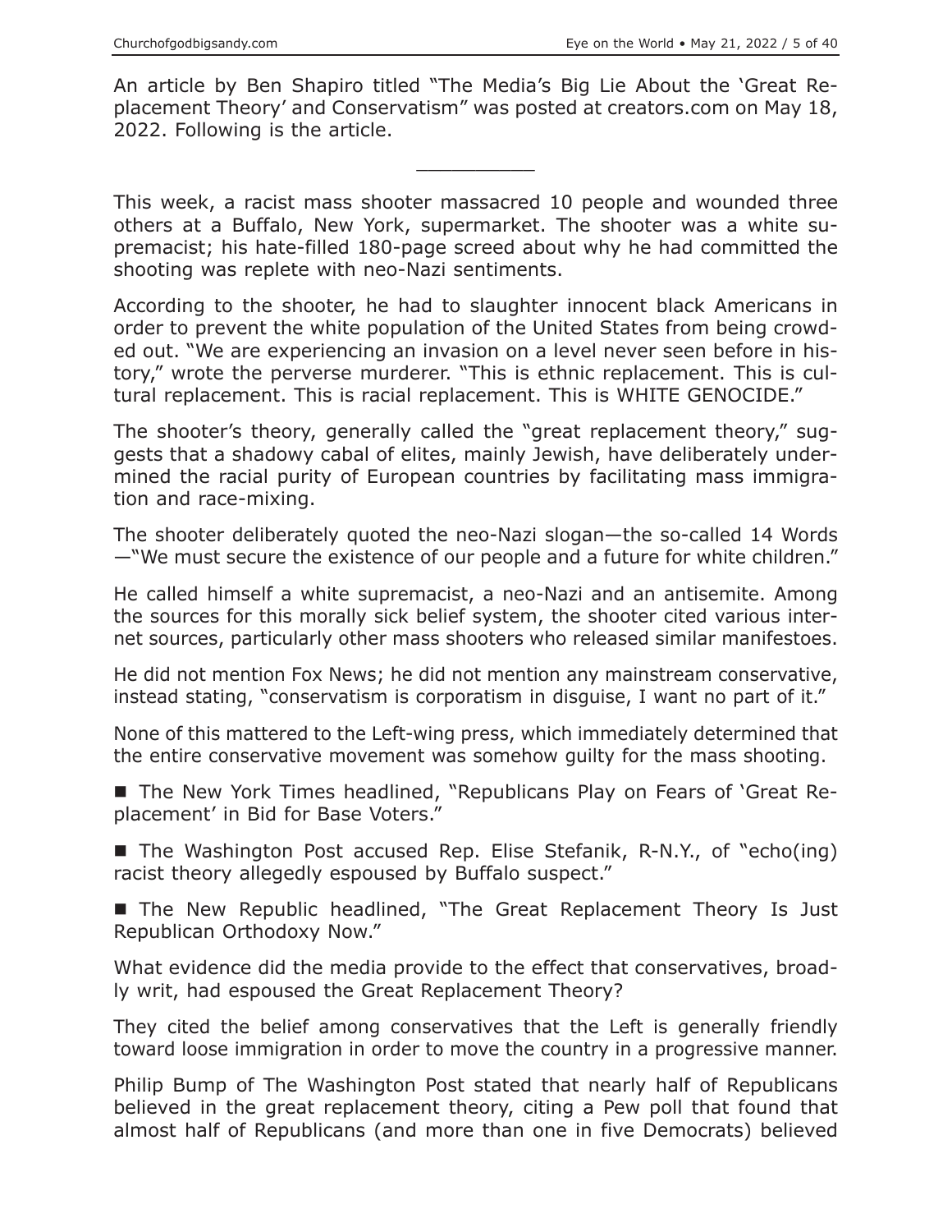An article by Ben Shapiro titled "The Media's Big Lie About the 'Great Replacement Theory' and Conservatism" was posted at creators.com on May 18, 2022. Following is the article.

---

This week, a racist mass shooter massacred 10 people and wounded three others at a Buffalo, New York, supermarket. The shooter was a white supremacist; his hate-filled 180-page screed about why he had committed the shooting was replete with neo-Nazi sentiments.

According to the shooter, he had to slaughter innocent black Americans in order to prevent the white population of the United States from being crowded out. "We are experiencing an invasion on a level never seen before in history," wrote the perverse murderer. "This is ethnic replacement. This is cultural replacement. This is racial replacement. This is WHITE GENOCIDE."

The shooter's theory, generally called the "great replacement theory," suggests that a shadowy cabal of elites, mainly Jewish, have deliberately undermined the racial purity of European countries by facilitating mass immigration and race-mixing.

The shooter deliberately quoted the neo-Nazi slogan—the so-called 14 Words—"We must secure the existence of our people and a future for white children."

He called himself a white supremacist, a neo-Nazi and an antisemite. Among the sources for this morally sick belief system, the shooter cited various internet sources, particularly other mass shooters who released similar manifestoes.

He did not mention Fox News; he did not mention any mainstream conservative, instead stating, "conservatism is corporatism in disguise, I want no part of it."

None of this mattered to the Left-wing press, which immediately determined that the entire conservative movement was somehow guilty for the mass shooting.

- The New York Times headlined, "Republicans Play on Fears of 'Great Replacement' in Bid for Base Voters."
- The Washington Post accused Rep. Elise Stefanik, R-N.Y., of "echo(ing) racist theory allegedly espoused by Buffalo suspect."
- The New Republic headlined, "The Great Replacement Theory Is Just Republican Orthodoxy Now."

What evidence did the media provide to the effect that conservatives, broadly writ, had espoused the Great Replacement Theory?

They cited the belief among conservatives that the Left is generally friendly toward loose immigration in order to move the country in a progressive manner.

Philip Bump of The Washington Post stated that nearly half of Republicans believed in the great replacement theory, citing a Pew poll that found that almost half of Republicans (and more than one in five Democrats) believed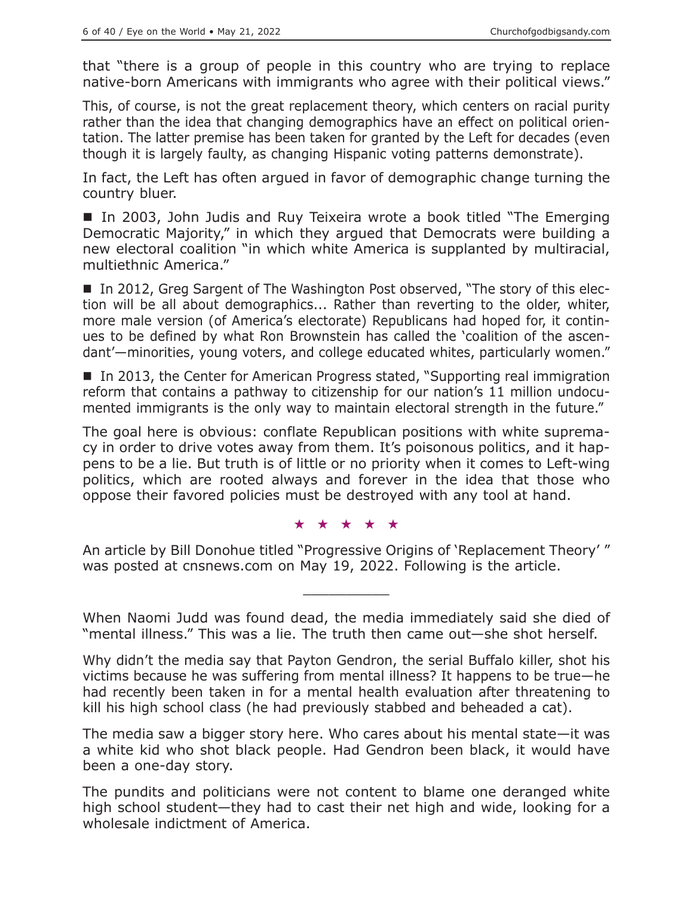that "there is a group of people in this country who are trying to replace native-born Americans with immigrants who agree with their political views."

This, of course, is not the great replacement theory, which centers on racial purity rather than the idea that changing demographics have an effect on political orientation. The latter premise has been taken for granted by the Left for decades (even though it is largely faulty, as changing Hispanic voting patterns demonstrate).

In fact, the Left has often argued in favor of demographic change turning the country bluer.

- In 2003, John Judis and Ruy Teixeira wrote a book titled "The Emerging Democratic Majority," in which they argued that Democrats were building a new electoral coalition "in which white America is supplanted by multiracial, multiethnic America."

- In 2012, Greg Sargent of The Washington Post observed, "The story of this election will be all about demographics... Rather than reverting to the older, whiter, more male version (of America's electorate) Republicans had hoped for, it continues to be defined by what Ron Brownstein has called the 'coalition of the ascendant'—minorities, young voters, and college educated whites, particularly women."

- In 2013, the Center for American Progress stated, "Supporting real immigration reform that contains a pathway to citizenship for our nation's 11 million undocumented immigrants is the only way to maintain electoral strength in the future."

The goal here is obvious: conflate Republican positions with white supremacy in order to drive votes away from them. It's poisonous politics, and it happens to be a lie. But truth is of little or no priority when it comes to Left-wing politics, which are rooted always and forever in the idea that those who oppose their favored policies must be destroyed with any tool at hand.

★ ★ ★ ★ ★

An article by Bill Donohue titled "Progressive Origins of 'Replacement Theory' " was posted at cnsnews.com on May 19, 2022. Following is the article.

---

When Naomi Judd was found dead, the media immediately said she died of "mental illness." This was a lie. The truth then came out—she shot herself.

Why didn't the media say that Payton Gendron, the serial Buffalo killer, shot his victims because he was suffering from mental illness? It happens to be true—he had recently been taken in for a mental health evaluation after threatening to kill his high school class (he had previously stabbed and beheaded a cat).

The media saw a bigger story here. Who cares about his mental state—it was a white kid who shot black people. Had Gendron been black, it would have been a one-day story.

The pundits and politicians were not content to blame one deranged white high school student—they had to cast their net high and wide, looking for a wholesale indictment of America.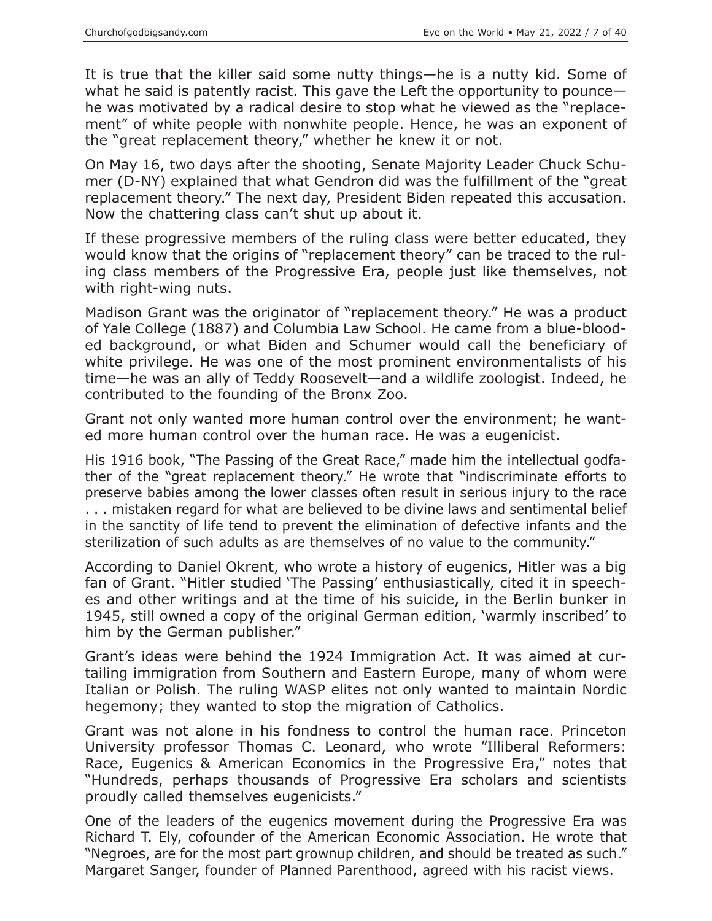It is true that the killer said some nutty things—he is a nutty kid. Some of what he said is patently racist. This gave the Left the opportunity to pounce—he was motivated by a radical desire to stop what he viewed as the "replacement" of white people with nonwhite people. Hence, he was an exponent of the "great replacement theory," whether he knew it or not.

On May 16, two days after the shooting, Senate Majority Leader Chuck Schumer (D-NY) explained that what Gendron did was the fulfillment of the "great replacement theory." The next day, President Biden repeated this accusation. Now the chattering class can't shut up about it.

If these progressive members of the ruling class were better educated, they would know that the origins of "replacement theory" can be traced to the ruling class members of the Progressive Era, people just like themselves, not with right-wing nuts.

Madison Grant was the originator of "replacement theory." He was a product of Yale College (1887) and Columbia Law School. He came from a blue-blooded background, or what Biden and Schumer would call the beneficiary of white privilege. He was one of the most prominent environmentalists of his time—he was an ally of Teddy Roosevelt—and a wildlife zoologist. Indeed, he contributed to the founding of the Bronx Zoo.

Grant not only wanted more human control over the environment; he wanted more human control over the human race. He was a eugenicist.

His 1916 book, "The Passing of the Great Race," made him the intellectual godfather of the "great replacement theory." He wrote that "indiscriminate efforts to preserve babies among the lower classes often result in serious injury to the race . . . mistaken regard for what are believed to be divine laws and sentimental belief in the sanctity of life tend to prevent the elimination of defective infants and the sterilization of such adults as are themselves of no value to the community."

According to Daniel Okrent, who wrote a history of eugenics, Hitler was a big fan of Grant. "Hitler studied 'The Passing' enthusiastically, cited it in speeches and other writings and at the time of his suicide, in the Berlin bunker in 1945, still owned a copy of the original German edition, 'warmly inscribed' to him by the German publisher."

Grant's ideas were behind the 1924 Immigration Act. It was aimed at curtailing immigration from Southern and Eastern Europe, many of whom were Italian or Polish. The ruling WASP elites not only wanted to maintain Nordic hegemony; they wanted to stop the migration of Catholics.

Grant was not alone in his fondness to control the human race. Princeton University professor Thomas C. Leonard, who wrote "Illiberal Reformers: Race, Eugenics & American Economics in the Progressive Era," notes that "Hundreds, perhaps thousands of Progressive Era scholars and scientists proudly called themselves eugenicists."

One of the leaders of the eugenics movement during the Progressive Era was Richard T. Ely, cofounder of the American Economic Association. He wrote that "Negroes, are for the most part grownup children, and should be treated as such." Margaret Sanger, founder of Planned Parenthood, agreed with his racist views.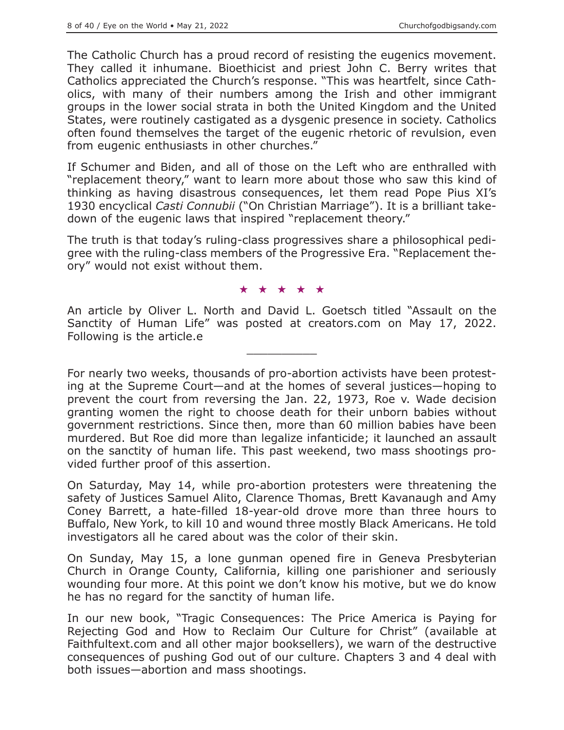The Catholic Church has a proud record of resisting the eugenics movement. They called it inhumane. Bioethicist and priest John C. Berry writes that Catholics appreciated the Church's response. "This was heartfelt, since Catholics, with many of their numbers among the Irish and other immigrant groups in the lower social strata in both the United Kingdom and the United States, were routinely castigated as a dysgenic presence in society. Catholics often found themselves the target of the eugenic rhetoric of revulsion, even from eugenic enthusiasts in other churches."

If Schumer and Biden, and all of those on the Left who are enthralled with "replacement theory," want to learn more about those who saw this kind of thinking as having disastrous consequences, let them read Pope Pius XI's 1930 encyclical *Casti Connubii* ("On Christian Marriage"). It is a brilliant takedown of the eugenic laws that inspired "replacement theory."

The truth is that today's ruling-class progressives share a philosophical pedigree with the ruling-class members of the Progressive Era. "Replacement theory" would not exist without them.

★ ★ ★ ★ ★

An article by Oliver L. North and David L. Goetsch titled "Assault on the Sanctity of Human Life" was posted at creators.com on May 17, 2022. Following is the article.e

---

For nearly two weeks, thousands of pro-abortion activists have been protesting at the Supreme Court—and at the homes of several justices—hoping to prevent the court from reversing the Jan. 22, 1973, Roe v. Wade decision granting women the right to choose death for their unborn babies without government restrictions. Since then, more than 60 million babies have been murdered. But Roe did more than legalize infanticide; it launched an assault on the sanctity of human life. This past weekend, two mass shootings provided further proof of this assertion.

On Saturday, May 14, while pro-abortion protesters were threatening the safety of Justices Samuel Alito, Clarence Thomas, Brett Kavanaugh and Amy Coney Barrett, a hate-filled 18-year-old drove more than three hours to Buffalo, New York, to kill 10 and wound three mostly Black Americans. He told investigators all he cared about was the color of their skin.

On Sunday, May 15, a lone gunman opened fire in Geneva Presbyterian Church in Orange County, California, killing one parishioner and seriously wounding four more. At this point we don't know his motive, but we do know he has no regard for the sanctity of human life.

In our new book, "Tragic Consequences: The Price America is Paying for Rejecting God and How to Reclaim Our Culture for Christ" (available at Faithfultext.com and all other major booksellers), we warn of the destructive consequences of pushing God out of our culture. Chapters 3 and 4 deal with both issues—abortion and mass shootings.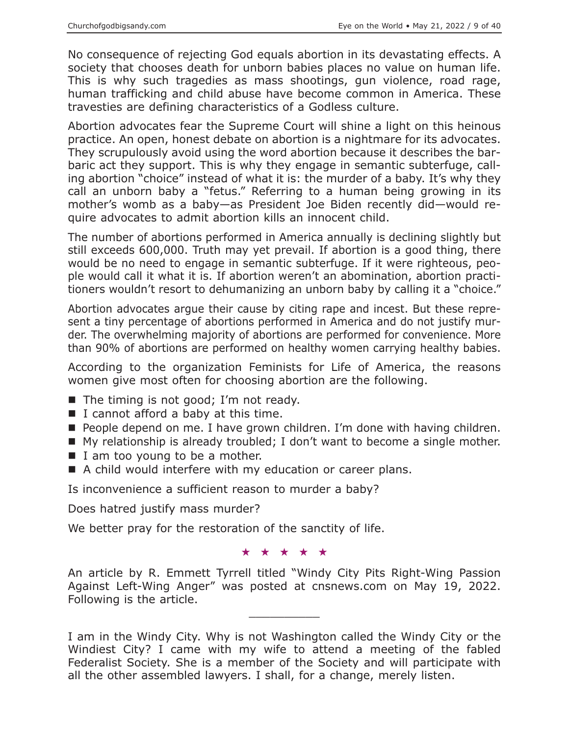No consequence of rejecting God equals abortion in its devastating effects. A society that chooses death for unborn babies places no value on human life. This is why such tragedies as mass shootings, gun violence, road rage, human trafficking and child abuse have become common in America. These travesties are defining characteristics of a Godless culture.

Abortion advocates fear the Supreme Court will shine a light on this heinous practice. An open, honest debate on abortion is a nightmare for its advocates. They scrupulously avoid using the word abortion because it describes the barbaric act they support. This is why they engage in semantic subterfuge, calling abortion "choice" instead of what it is: the murder of a baby. It's why they call an unborn baby a "fetus." Referring to a human being growing in its mother's womb as a baby—as President Joe Biden recently did—would require advocates to admit abortion kills an innocent child.

The number of abortions performed in America annually is declining slightly but still exceeds 600,000. Truth may yet prevail. If abortion is a good thing, there would be no need to engage in semantic subterfuge. If it were righteous, people would call it what it is. If abortion weren't an abomination, abortion practitioners wouldn't resort to dehumanizing an unborn baby by calling it a "choice."

Abortion advocates argue their cause by citing rape and incest. But these represent a tiny percentage of abortions performed in America and do not justify murder. The overwhelming majority of abortions are performed for convenience. More than 90% of abortions are performed on healthy women carrying healthy babies.

According to the organization Feminists for Life of America, the reasons women give most often for choosing abortion are the following.

- The timing is not good; I'm not ready.
- I cannot afford a baby at this time.
- People depend on me. I have grown children. I'm done with having children.
- My relationship is already troubled; I don't want to become a single mother.
- I am too young to be a mother.
- A child would interfere with my education or career plans.

Is inconvenience a sufficient reason to murder a baby?

Does hatred justify mass murder?

We better pray for the restoration of the sanctity of life.

★ ★ ★ ★ ★

An article by R. Emmett Tyrrell titled "Windy City Pits Right-Wing Passion Against Left-Wing Anger" was posted at cnsnews.com on May 19, 2022. Following is the article.

---

I am in the Windy City. Why is not Washington called the Windy City or the Windiest City? I came with my wife to attend a meeting of the fabled Federalist Society. She is a member of the Society and will participate with all the other assembled lawyers. I shall, for a change, merely listen.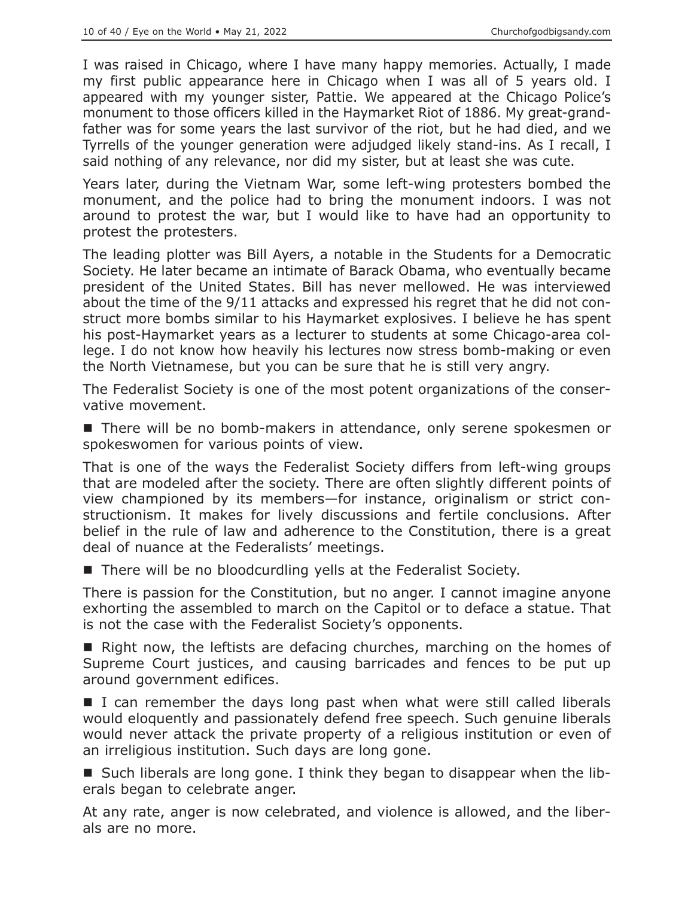I was raised in Chicago, where I have many happy memories. Actually, I made my first public appearance here in Chicago when I was all of 5 years old. I appeared with my younger sister, Pattie. We appeared at the Chicago Police's monument to those officers killed in the Haymarket Riot of 1886. My great-grandfather was for some years the last survivor of the riot, but he had died, and we Tyrrells of the younger generation were adjudged likely stand-ins. As I recall, I said nothing of any relevance, nor did my sister, but at least she was cute.

Years later, during the Vietnam War, some left-wing protesters bombed the monument, and the police had to bring the monument indoors. I was not around to protest the war, but I would like to have had an opportunity to protest the protesters.

The leading plotter was Bill Ayers, a notable in the Students for a Democratic Society. He later became an intimate of Barack Obama, who eventually became president of the United States. Bill has never mellowed. He was interviewed about the time of the 9/11 attacks and expressed his regret that he did not construct more bombs similar to his Haymarket explosives. I believe he has spent his post-Haymarket years as a lecturer to students at some Chicago-area college. I do not know how heavily his lectures now stress bomb-making or even the North Vietnamese, but you can be sure that he is still very angry.

The Federalist Society is one of the most potent organizations of the conservative movement.

- There will be no bomb-makers in attendance, only serene spokesmen or spokeswomen for various points of view.

That is one of the ways the Federalist Society differs from left-wing groups that are modeled after the society. There are often slightly different points of view championed by its members—for instance, originalism or strict constructionism. It makes for lively discussions and fertile conclusions. After belief in the rule of law and adherence to the Constitution, there is a great deal of nuance at the Federalists' meetings.

- There will be no bloodcurdling yells at the Federalist Society.

There is passion for the Constitution, but no anger. I cannot imagine anyone exhorting the assembled to march on the Capitol or to deface a statue. That is not the case with the Federalist Society's opponents.

- Right now, the leftists are defacing churches, marching on the homes of Supreme Court justices, and causing barricades and fences to be put up around government edifices.

- I can remember the days long past when what were still called liberals would eloquently and passionately defend free speech. Such genuine liberals would never attack the private property of a religious institution or even of an irreligious institution. Such days are long gone.

- Such liberals are long gone. I think they began to disappear when the liberals began to celebrate anger.

At any rate, anger is now celebrated, and violence is allowed, and the liberals are no more.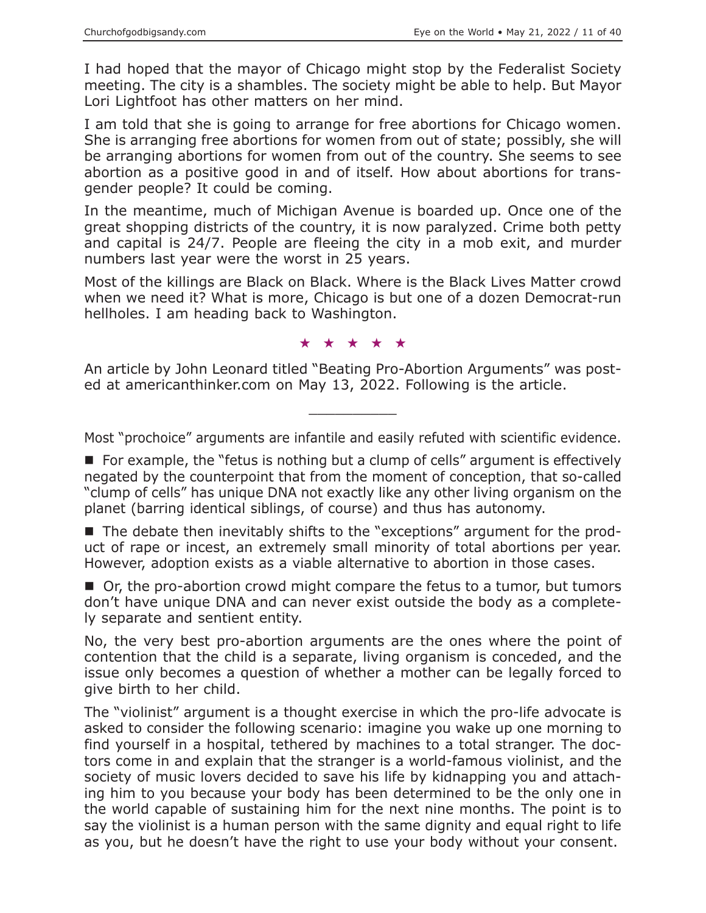I had hoped that the mayor of Chicago might stop by the Federalist Society meeting. The city is a shambles. The society might be able to help. But Mayor Lori Lightfoot has other matters on her mind.

I am told that she is going to arrange for free abortions for Chicago women. She is arranging free abortions for women from out of state; possibly, she will be arranging abortions for women from out of the country. She seems to see abortion as a positive good in and of itself. How about abortions for transgender people? It could be coming.

In the meantime, much of Michigan Avenue is boarded up. Once one of the great shopping districts of the country, it is now paralyzed. Crime both petty and capital is 24/7. People are fleeing the city in a mob exit, and murder numbers last year were the worst in 25 years.

Most of the killings are Black on Black. Where is the Black Lives Matter crowd when we need it? What is more, Chicago is but one of a dozen Democrat-run hellholes. I am heading back to Washington.

★ ★ ★ ★ ★

An article by John Leonard titled "Beating Pro-Abortion Arguments" was posted at americanthinker.com on May 13, 2022. Following is the article.

---

Most "prochoice" arguments are infantile and easily refuted with scientific evidence.

- For example, the "fetus is nothing but a clump of cells" argument is effectively negated by the counterpoint that from the moment of conception, that so-called "clump of cells" has unique DNA not exactly like any other living organism on the planet (barring identical siblings, of course) and thus has autonomy.

- The debate then inevitably shifts to the "exceptions" argument for the product of rape or incest, an extremely small minority of total abortions per year. However, adoption exists as a viable alternative to abortion in those cases.

- Or, the pro-abortion crowd might compare the fetus to a tumor, but tumors don't have unique DNA and can never exist outside the body as a completely separate and sentient entity.

No, the very best pro-abortion arguments are the ones where the point of contention that the child is a separate, living organism is conceded, and the issue only becomes a question of whether a mother can be legally forced to give birth to her child.

The "violinist" argument is a thought exercise in which the pro-life advocate is asked to consider the following scenario: imagine you wake up one morning to find yourself in a hospital, tethered by machines to a total stranger. The doctors come in and explain that the stranger is a world-famous violinist, and the society of music lovers decided to save his life by kidnapping you and attaching him to you because your body has been determined to be the only one in the world capable of sustaining him for the next nine months. The point is to say the violinist is a human person with the same dignity and equal right to life as you, but he doesn't have the right to use your body without your consent.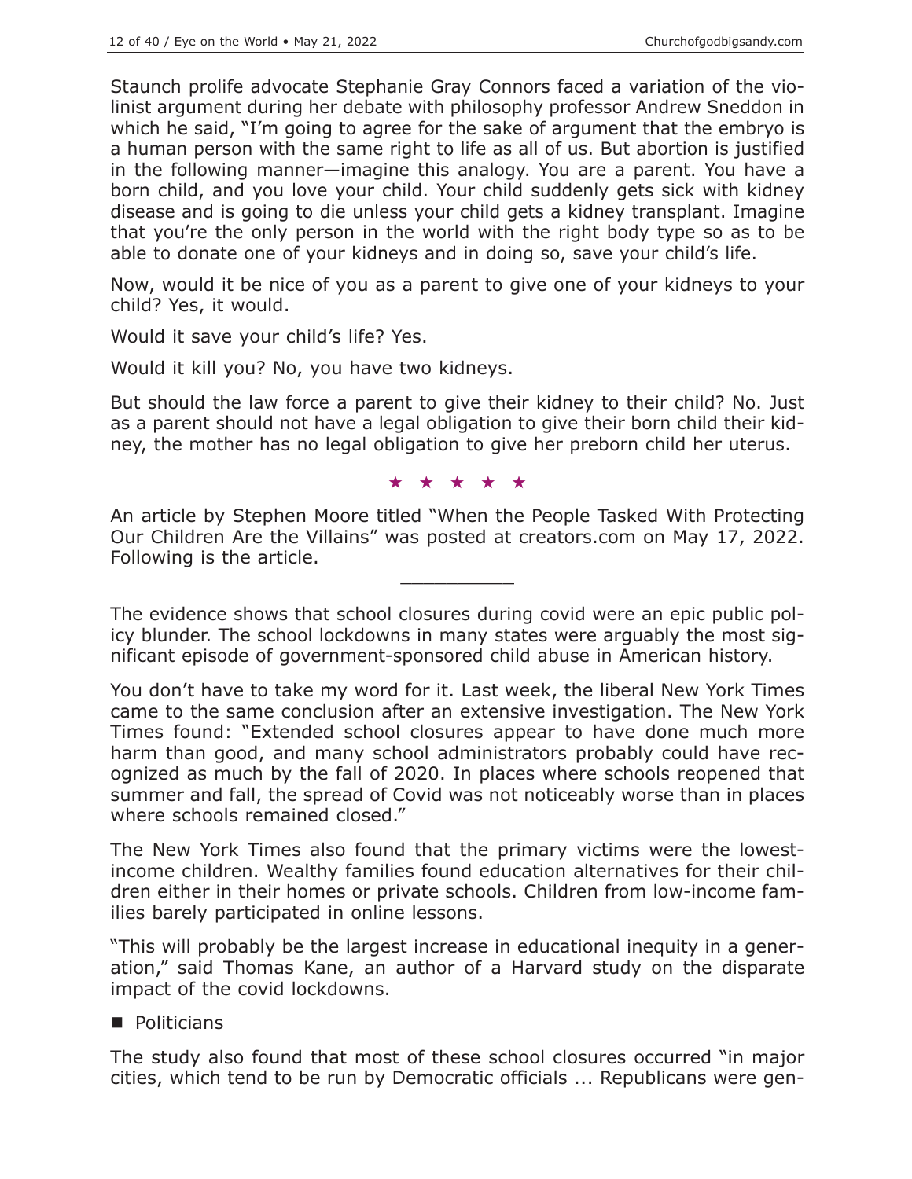Staunch prolife advocate Stephanie Gray Connors faced a variation of the violinist argument during her debate with philosophy professor Andrew Sneddon in which he said, "I'm going to agree for the sake of argument that the embryo is a human person with the same right to life as all of us. But abortion is justified in the following manner—imagine this analogy. You are a parent. You have a born child, and you love your child. Your child suddenly gets sick with kidney disease and is going to die unless your child gets a kidney transplant. Imagine that you're the only person in the world with the right body type so as to be able to donate one of your kidneys and in doing so, save your child's life.

Now, would it be nice of you as a parent to give one of your kidneys to your child? Yes, it would.

Would it save your child's life? Yes.

Would it kill you? No, you have two kidneys.

But should the law force a parent to give their kidney to their child? No. Just as a parent should not have a legal obligation to give their born child their kidney, the mother has no legal obligation to give her preborn child her uterus.

★ ★ ★ ★ ★

An article by Stephen Moore titled "When the People Tasked With Protecting Our Children Are the Villains" was posted at creators.com on May 17, 2022. Following is the article.

---

The evidence shows that school closures during covid were an epic public policy blunder. The school lockdowns in many states were arguably the most significant episode of government-sponsored child abuse in American history.

You don't have to take my word for it. Last week, the liberal New York Times came to the same conclusion after an extensive investigation. The New York Times found: "Extended school closures appear to have done much more harm than good, and many school administrators probably could have recognized as much by the fall of 2020. In places where schools reopened that summer and fall, the spread of Covid was not noticeably worse than in places where schools remained closed."

The New York Times also found that the primary victims were the lowest-income children. Wealthy families found education alternatives for their children either in their homes or private schools. Children from low-income families barely participated in online lessons.

"This will probably be the largest increase in educational inequity in a generation," said Thomas Kane, an author of a Harvard study on the disparate impact of the covid lockdowns.

■ Politicians

The study also found that most of these school closures occurred "in major cities, which tend to be run by Democratic officials ... Republicans were gen-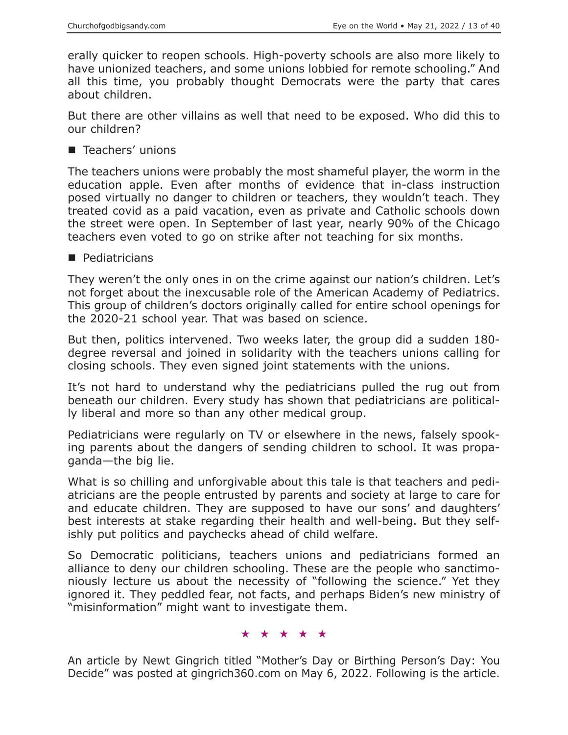erally quicker to reopen schools. High-poverty schools are also more likely to have unionized teachers, and some unions lobbied for remote schooling." And all this time, you probably thought Democrats were the party that cares about children.

But there are other villains as well that need to be exposed. Who did this to our children?

- Teachers' unions

The teachers unions were probably the most shameful player, the worm in the education apple. Even after months of evidence that in-class instruction posed virtually no danger to children or teachers, they wouldn't teach. They treated covid as a paid vacation, even as private and Catholic schools down the street were open. In September of last year, nearly 90% of the Chicago teachers even voted to go on strike after not teaching for six months.

- Pediatricians

They weren't the only ones in on the crime against our nation's children. Let's not forget about the inexcusable role of the American Academy of Pediatrics. This group of children's doctors originally called for entire school openings for the 2020-21 school year. That was based on science.

But then, politics intervened. Two weeks later, the group did a sudden 180-degree reversal and joined in solidarity with the teachers unions calling for closing schools. They even signed joint statements with the unions.

It's not hard to understand why the pediatricians pulled the rug out from beneath our children. Every study has shown that pediatricians are politically liberal and more so than any other medical group.

Pediatricians were regularly on TV or elsewhere in the news, falsely spooking parents about the dangers of sending children to school. It was propaganda—the big lie.

What is so chilling and unforgivable about this tale is that teachers and pediatricians are the people entrusted by parents and society at large to care for and educate children. They are supposed to have our sons' and daughters' best interests at stake regarding their health and well-being. But they selfishly put politics and paychecks ahead of child welfare.

So Democratic politicians, teachers unions and pediatricians formed an alliance to deny our children schooling. These are the people who sanctimoniously lecture us about the necessity of "following the science." Yet they ignored it. They peddled fear, not facts, and perhaps Biden's new ministry of "misinformation" might want to investigate them.

★ ★ ★ ★ ★

An article by Newt Gingrich titled "Mother's Day or Birthing Person's Day: You Decide" was posted at gingrich360.com on May 6, 2022. Following is the article.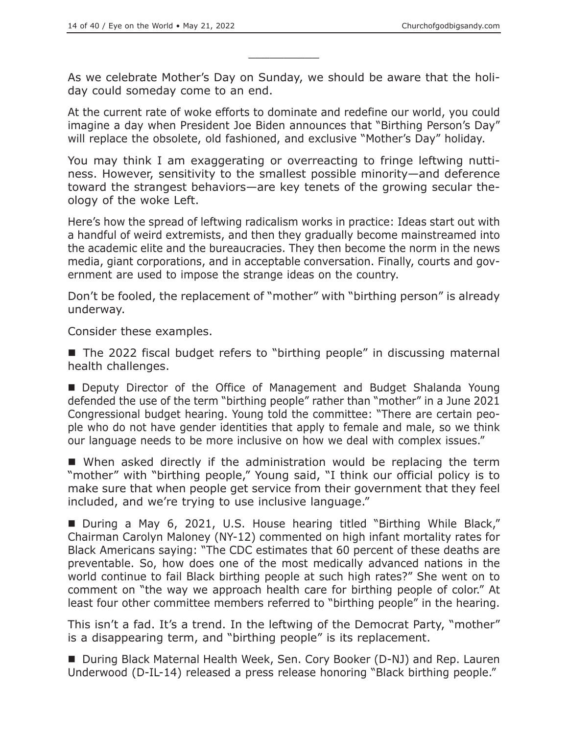___________

As we celebrate Mother's Day on Sunday, we should be aware that the holiday could someday come to an end.

At the current rate of woke efforts to dominate and redefine our world, you could imagine a day when President Joe Biden announces that "Birthing Person's Day" will replace the obsolete, old fashioned, and exclusive "Mother's Day" holiday.

You may think I am exaggerating or overreacting to fringe leftwing nuttiness. However, sensitivity to the smallest possible minority—and deference toward the strangest behaviors—are key tenets of the growing secular theology of the woke Left.

Here's how the spread of leftwing radicalism works in practice: Ideas start out with a handful of weird extremists, and then they gradually become mainstreamed into the academic elite and the bureaucracies. They then become the norm in the news media, giant corporations, and in acceptable conversation. Finally, courts and government are used to impose the strange ideas on the country.

Don't be fooled, the replacement of "mother" with "birthing person" is already underway.

Consider these examples.

■ The 2022 fiscal budget refers to "birthing people" in discussing maternal health challenges.

■ Deputy Director of the Office of Management and Budget Shalanda Young defended the use of the term "birthing people" rather than "mother" in a June 2021 Congressional budget hearing. Young told the committee: "There are certain people who do not have gender identities that apply to female and male, so we think our language needs to be more inclusive on how we deal with complex issues."

■ When asked directly if the administration would be replacing the term "mother" with "birthing people," Young said, "I think our official policy is to make sure that when people get service from their government that they feel included, and we're trying to use inclusive language."

■ During a May 6, 2021, U.S. House hearing titled "Birthing While Black," Chairman Carolyn Maloney (NY-12) commented on high infant mortality rates for Black Americans saying: "The CDC estimates that 60 percent of these deaths are preventable. So, how does one of the most medically advanced nations in the world continue to fail Black birthing people at such high rates?" She went on to comment on "the way we approach health care for birthing people of color." At least four other committee members referred to "birthing people" in the hearing.

This isn't a fad. It's a trend. In the leftwing of the Democrat Party, "mother" is a disappearing term, and "birthing people" is its replacement.

■ During Black Maternal Health Week, Sen. Cory Booker (D-NJ) and Rep. Lauren Underwood (D-IL-14) released a press release honoring "Black birthing people."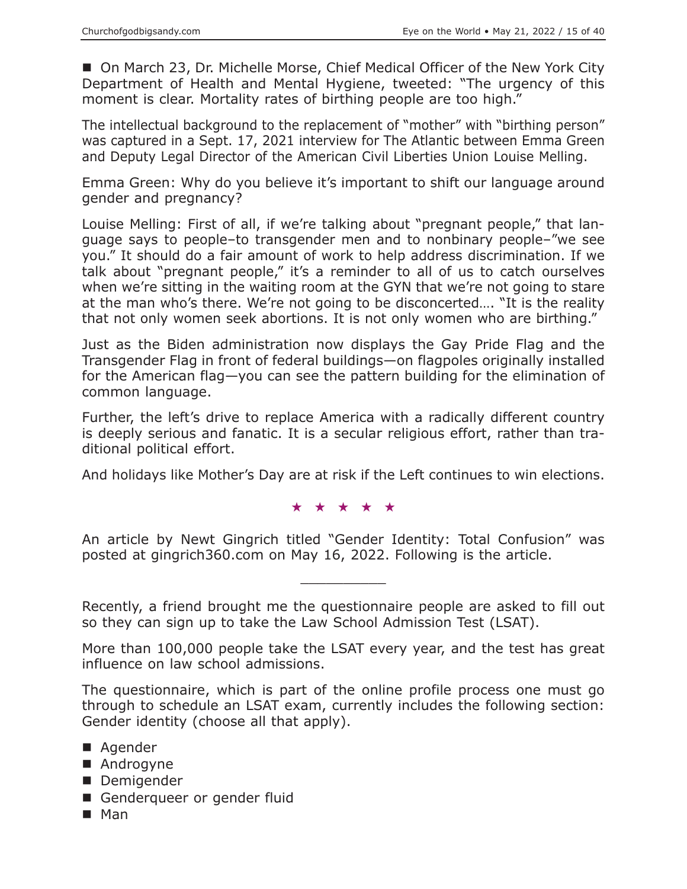■ On March 23, Dr. Michelle Morse, Chief Medical Officer of the New York City Department of Health and Mental Hygiene, tweeted: "The urgency of this moment is clear. Mortality rates of birthing people are too high."

The intellectual background to the replacement of "mother" with "birthing person" was captured in a Sept. 17, 2021 interview for The Atlantic between Emma Green and Deputy Legal Director of the American Civil Liberties Union Louise Melling.

Emma Green: Why do you believe it's important to shift our language around gender and pregnancy?

Louise Melling: First of all, if we're talking about "pregnant people," that language says to people–to transgender men and to nonbinary people–"we see you." It should do a fair amount of work to help address discrimination. If we talk about "pregnant people," it's a reminder to all of us to catch ourselves when we're sitting in the waiting room at the GYN that we're not going to stare at the man who's there. We're not going to be disconcerted…. "It is the reality that not only women seek abortions. It is not only women who are birthing."

Just as the Biden administration now displays the Gay Pride Flag and the Transgender Flag in front of federal buildings—on flagpoles originally installed for the American flag—you can see the pattern building for the elimination of common language.

Further, the left's drive to replace America with a radically different country is deeply serious and fanatic. It is a secular religious effort, rather than traditional political effort.

And holidays like Mother's Day are at risk if the Left continues to win elections.

★ ★ ★ ★ ★

An article by Newt Gingrich titled "Gender Identity: Total Confusion" was posted at gingrich360.com on May 16, 2022. Following is the article.

---

Recently, a friend brought me the questionnaire people are asked to fill out so they can sign up to take the Law School Admission Test (LSAT).

More than 100,000 people take the LSAT every year, and the test has great influence on law school admissions.

The questionnaire, which is part of the online profile process one must go through to schedule an LSAT exam, currently includes the following section: Gender identity (choose all that apply).

- Agender
- Androgyne
- Demigender
- Genderqueer or gender fluid
- Man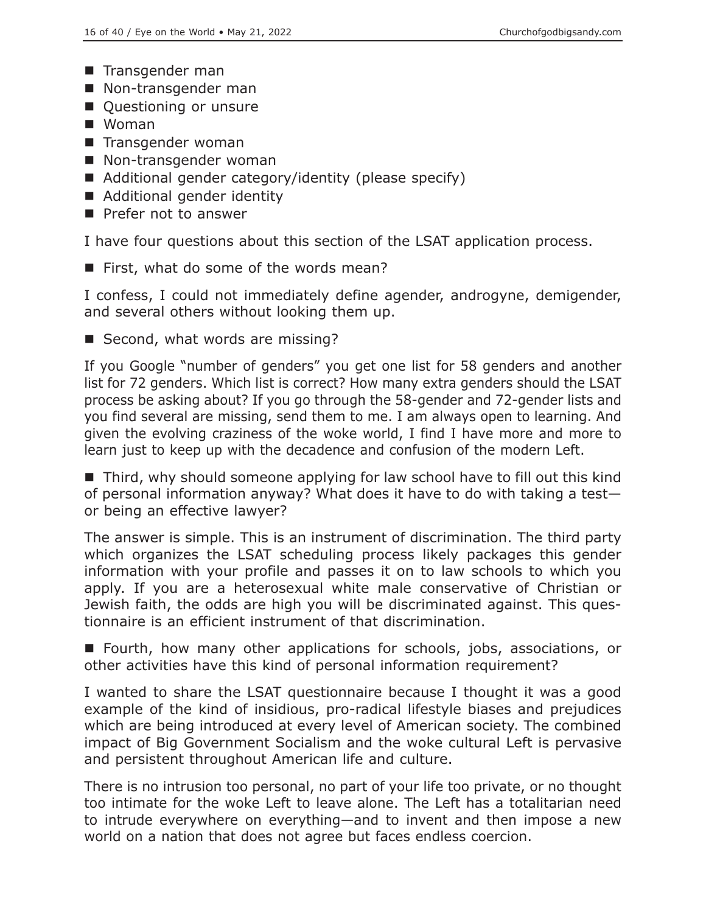- Transgender man
- Non-transgender man
- Questioning or unsure
- Woman
- Transgender woman
- Non-transgender woman
- Additional gender category/identity (please specify)
- Additional gender identity
- Prefer not to answer

I have four questions about this section of the LSAT application process.

- First, what do some of the words mean?

I confess, I could not immediately define agender, androgyne, demigender, and several others without looking them up.

- Second, what words are missing?

If you Google "number of genders" you get one list for 58 genders and another list for 72 genders. Which list is correct? How many extra genders should the LSAT process be asking about? If you go through the 58-gender and 72-gender lists and you find several are missing, send them to me. I am always open to learning. And given the evolving craziness of the woke world, I find I have more and more to learn just to keep up with the decadence and confusion of the modern Left.

- Third, why should someone applying for law school have to fill out this kind of personal information anyway? What does it have to do with taking a test—or being an effective lawyer?

The answer is simple. This is an instrument of discrimination. The third party which organizes the LSAT scheduling process likely packages this gender information with your profile and passes it on to law schools to which you apply. If you are a heterosexual white male conservative of Christian or Jewish faith, the odds are high you will be discriminated against. This questionnaire is an efficient instrument of that discrimination.

- Fourth, how many other applications for schools, jobs, associations, or other activities have this kind of personal information requirement?

I wanted to share the LSAT questionnaire because I thought it was a good example of the kind of insidious, pro-radical lifestyle biases and prejudices which are being introduced at every level of American society. The combined impact of Big Government Socialism and the woke cultural Left is pervasive and persistent throughout American life and culture.

There is no intrusion too personal, no part of your life too private, or no thought too intimate for the woke Left to leave alone. The Left has a totalitarian need to intrude everywhere on everything—and to invent and then impose a new world on a nation that does not agree but faces endless coercion.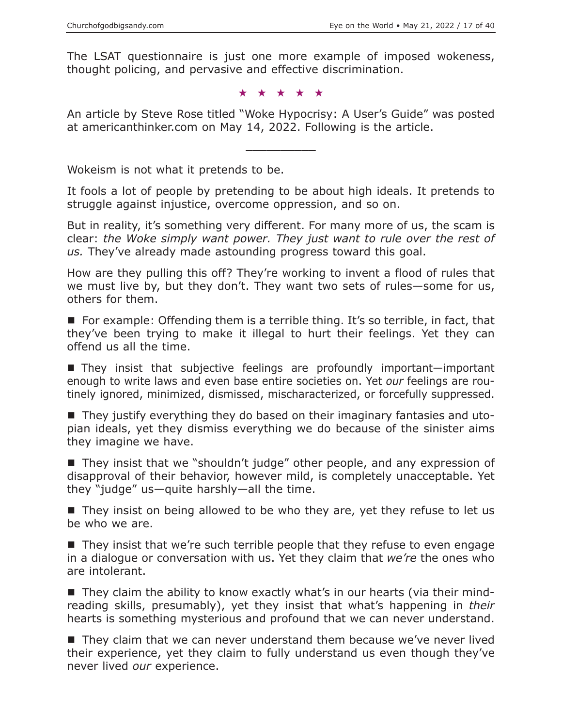The LSAT questionnaire is just one more example of imposed wokeness, thought policing, and pervasive and effective discrimination.

★ ★ ★ ★ ★

An article by Steve Rose titled "Woke Hypocrisy: A User's Guide" was posted at americanthinker.com on May 14, 2022. Following is the article.

---

Wokeism is not what it pretends to be.

It fools a lot of people by pretending to be about high ideals. It pretends to struggle against injustice, overcome oppression, and so on.

But in reality, it's something very different. For many more of us, the scam is clear: *the Woke simply want power. They just want to rule over the rest of us.* They've already made astounding progress toward this goal.

How are they pulling this off? They're working to invent a flood of rules that we must live by, but they don't. They want two sets of rules—some for us, others for them.

- For example: Offending them is a terrible thing. It's so terrible, in fact, that they've been trying to make it illegal to hurt their feelings. Yet they can offend us all the time.

- They insist that subjective feelings are profoundly important—important enough to write laws and even base entire societies on. Yet *our* feelings are routinely ignored, minimized, dismissed, mischaracterized, or forcefully suppressed.

- They justify everything they do based on their imaginary fantasies and utopian ideals, yet they dismiss everything we do because of the sinister aims they imagine we have.

- They insist that we "shouldn't judge" other people, and any expression of disapproval of their behavior, however mild, is completely unacceptable. Yet they "judge" us—quite harshly—all the time.

- They insist on being allowed to be who they are, yet they refuse to let us be who we are.

- They insist that we're such terrible people that they refuse to even engage in a dialogue or conversation with us. Yet they claim that *we're* the ones who are intolerant.

- They claim the ability to know exactly what's in our hearts (via their mind-reading skills, presumably), yet they insist that what's happening in *their* hearts is something mysterious and profound that we can never understand.

- They claim that we can never understand them because we've never lived their experience, yet they claim to fully understand us even though they've never lived *our* experience.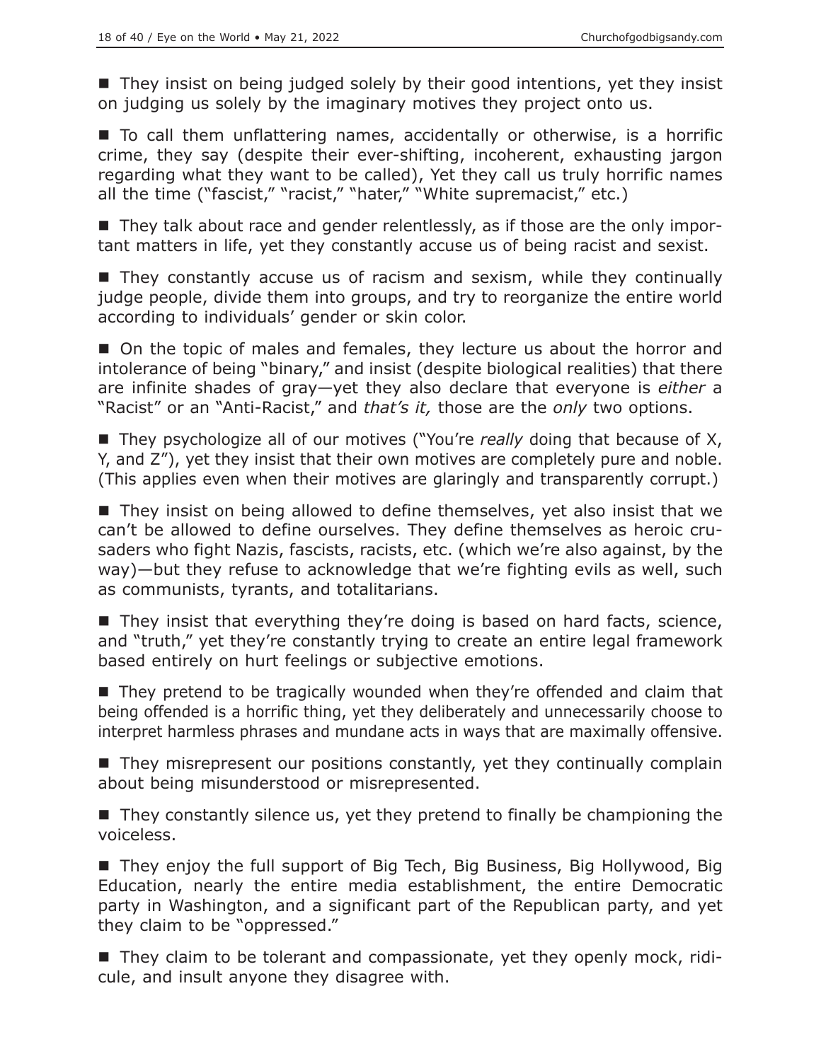■ They insist on being judged solely by their good intentions, yet they insist on judging us solely by the imaginary motives they project onto us.

■ To call them unflattering names, accidentally or otherwise, is a horrific crime, they say (despite their ever-shifting, incoherent, exhausting jargon regarding what they want to be called), Yet they call us truly horrific names all the time ("fascist," "racist," "hater," "White supremacist," etc.)

■ They talk about race and gender relentlessly, as if those are the only important matters in life, yet they constantly accuse us of being racist and sexist.

■ They constantly accuse us of racism and sexism, while they continually judge people, divide them into groups, and try to reorganize the entire world according to individuals' gender or skin color.

■ On the topic of males and females, they lecture us about the horror and intolerance of being "binary," and insist (despite biological realities) that there are infinite shades of gray—yet they also declare that everyone is *either* a "Racist" or an "Anti-Racist," and *that's it,* those are the *only* two options.

■ They psychologize all of our motives ("You're *really* doing that because of X, Y, and Z"), yet they insist that their own motives are completely pure and noble. (This applies even when their motives are glaringly and transparently corrupt.)

■ They insist on being allowed to define themselves, yet also insist that we can't be allowed to define ourselves. They define themselves as heroic crusaders who fight Nazis, fascists, racists, etc. (which we're also against, by the way)—but they refuse to acknowledge that we're fighting evils as well, such as communists, tyrants, and totalitarians.

■ They insist that everything they're doing is based on hard facts, science, and "truth," yet they're constantly trying to create an entire legal framework based entirely on hurt feelings or subjective emotions.

■ They pretend to be tragically wounded when they're offended and claim that being offended is a horrific thing, yet they deliberately and unnecessarily choose to interpret harmless phrases and mundane acts in ways that are maximally offensive.

■ They misrepresent our positions constantly, yet they continually complain about being misunderstood or misrepresented.

■ They constantly silence us, yet they pretend to finally be championing the voiceless.

■ They enjoy the full support of Big Tech, Big Business, Big Hollywood, Big Education, nearly the entire media establishment, the entire Democratic party in Washington, and a significant part of the Republican party, and yet they claim to be "oppressed."

■ They claim to be tolerant and compassionate, yet they openly mock, ridicule, and insult anyone they disagree with.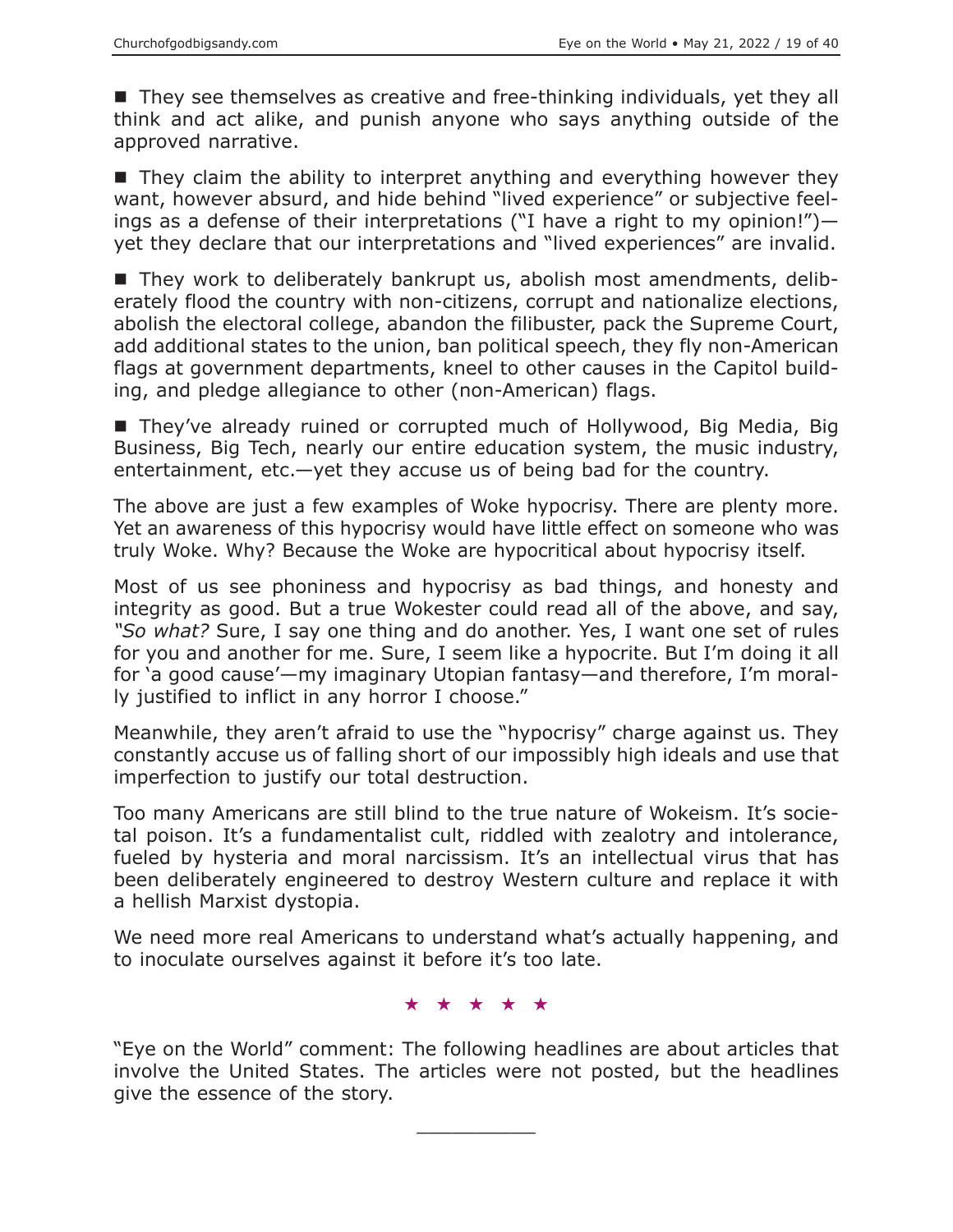- They see themselves as creative and free-thinking individuals, yet they all think and act alike, and punish anyone who says anything outside of the approved narrative.

- They claim the ability to interpret anything and everything however they want, however absurd, and hide behind "lived experience" or subjective feelings as a defense of their interpretations ("I have a right to my opinion!")—yet they declare that our interpretations and "lived experiences" are invalid.

- They work to deliberately bankrupt us, abolish most amendments, deliberately flood the country with non-citizens, corrupt and nationalize elections, abolish the electoral college, abandon the filibuster, pack the Supreme Court, add additional states to the union, ban political speech, they fly non-American flags at government departments, kneel to other causes in the Capitol building, and pledge allegiance to other (non-American) flags.

- They've already ruined or corrupted much of Hollywood, Big Media, Big Business, Big Tech, nearly our entire education system, the music industry, entertainment, etc.—yet they accuse us of being bad for the country.

The above are just a few examples of Woke hypocrisy. There are plenty more. Yet an awareness of this hypocrisy would have little effect on someone who was truly Woke. Why? Because the Woke are hypocritical about hypocrisy itself.

Most of us see phoniness and hypocrisy as bad things, and honesty and integrity as good. But a true Wokester could read all of the above, and say, *"So what?* Sure, I say one thing and do another. Yes, I want one set of rules for you and another for me. Sure, I seem like a hypocrite. But I'm doing it all for 'a good cause'—my imaginary Utopian fantasy—and therefore, I'm morally justified to inflict in any horror I choose."

Meanwhile, they aren't afraid to use the "hypocrisy" charge against us. They constantly accuse us of falling short of our impossibly high ideals and use that imperfection to justify our total destruction.

Too many Americans are still blind to the true nature of Wokeism. It's societal poison. It's a fundamentalist cult, riddled with zealotry and intolerance, fueled by hysteria and moral narcissism. It's an intellectual virus that has been deliberately engineered to destroy Western culture and replace it with a hellish Marxist dystopia.

We need more real Americans to understand what's actually happening, and to inoculate ourselves against it before it's too late.

★ ★ ★ ★ ★

"Eye on the World" comment: The following headlines are about articles that involve the United States. The articles were not posted, but the headlines give the essence of the story.

---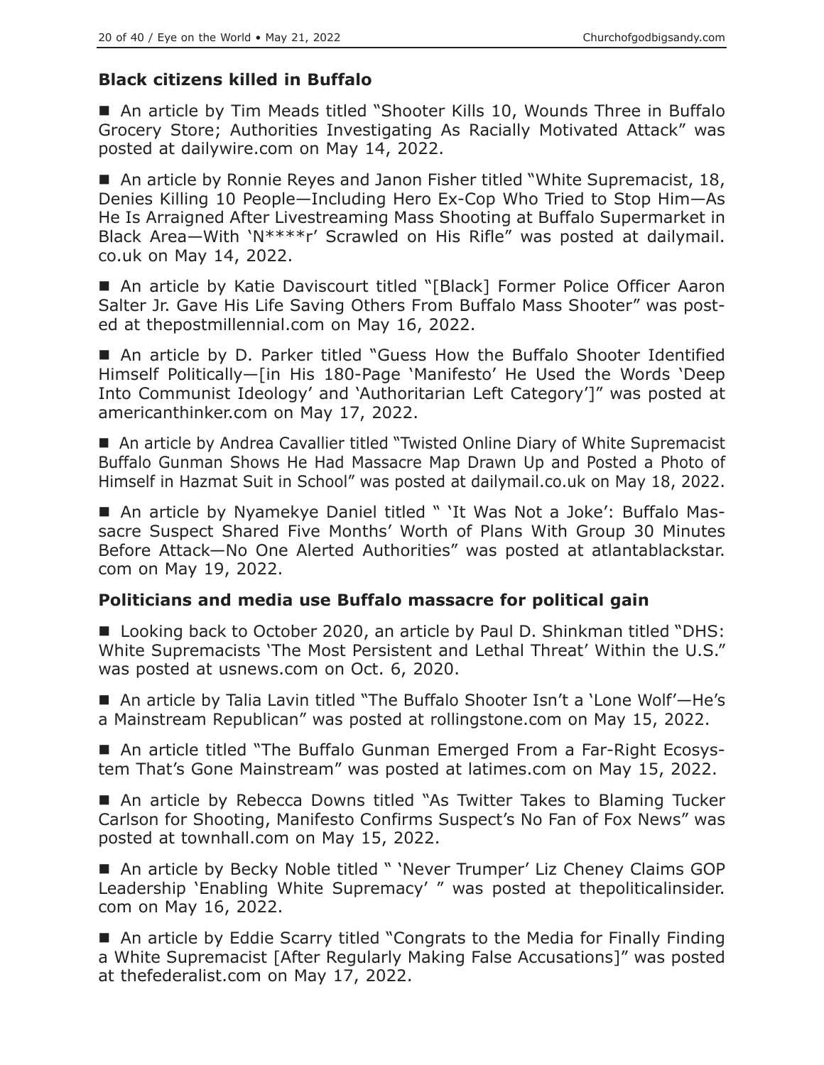**Black citizens killed in Buffalo**

■ An article by Tim Meads titled "Shooter Kills 10, Wounds Three in Buffalo Grocery Store; Authorities Investigating As Racially Motivated Attack" was posted at dailywire.com on May 14, 2022.

■ An article by Ronnie Reyes and Janon Fisher titled "White Supremacist, 18, Denies Killing 10 People—Including Hero Ex-Cop Who Tried to Stop Him—As He Is Arraigned After Livestreaming Mass Shooting at Buffalo Supermarket in Black Area—With 'N****r' Scrawled on His Rifle" was posted at dailymail.co.uk on May 14, 2022.

■ An article by Katie Daviscourt titled "[Black] Former Police Officer Aaron Salter Jr. Gave His Life Saving Others From Buffalo Mass Shooter" was posted at thepostmillennial.com on May 16, 2022.

■ An article by D. Parker titled "Guess How the Buffalo Shooter Identified Himself Politically—[in His 180-Page 'Manifesto' He Used the Words 'Deep Into Communist Ideology' and 'Authoritarian Left Category']" was posted at americanthinker.com on May 17, 2022.

■ An article by Andrea Cavallier titled "Twisted Online Diary of White Supremacist Buffalo Gunman Shows He Had Massacre Map Drawn Up and Posted a Photo of Himself in Hazmat Suit in School" was posted at dailymail.co.uk on May 18, 2022.

■ An article by Nyamekye Daniel titled " 'It Was Not a Joke': Buffalo Massacre Suspect Shared Five Months' Worth of Plans With Group 30 Minutes Before Attack—No One Alerted Authorities" was posted at atlantablackstar.com on May 19, 2022.

**Politicians and media use Buffalo massacre for political gain**

■ Looking back to October 2020, an article by Paul D. Shinkman titled "DHS: White Supremacists 'The Most Persistent and Lethal Threat' Within the U.S." was posted at usnews.com on Oct. 6, 2020.

■ An article by Talia Lavin titled "The Buffalo Shooter Isn't a 'Lone Wolf'—He's a Mainstream Republican" was posted at rollingstone.com on May 15, 2022.

■ An article titled "The Buffalo Gunman Emerged From a Far-Right Ecosystem That's Gone Mainstream" was posted at latimes.com on May 15, 2022.

■ An article by Rebecca Downs titled "As Twitter Takes to Blaming Tucker Carlson for Shooting, Manifesto Confirms Suspect's No Fan of Fox News" was posted at townhall.com on May 15, 2022.

■ An article by Becky Noble titled " 'Never Trumper' Liz Cheney Claims GOP Leadership 'Enabling White Supremacy' " was posted at thepoliticalinsider.com on May 16, 2022.

■ An article by Eddie Scarry titled "Congrats to the Media for Finally Finding a White Supremacist [After Regularly Making False Accusations]" was posted at thefederalist.com on May 17, 2022.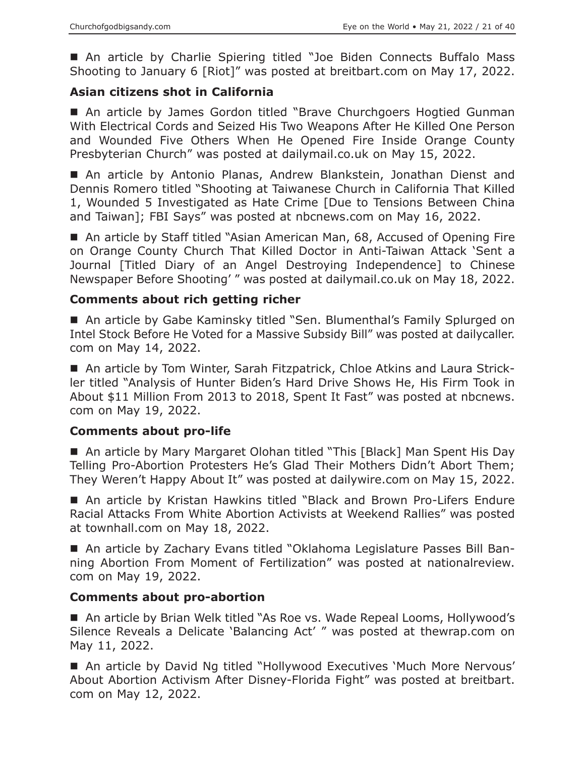■ An article by Charlie Spiering titled "Joe Biden Connects Buffalo Mass Shooting to January 6 [Riot]" was posted at breitbart.com on May 17, 2022.

### Asian citizens shot in California

■ An article by James Gordon titled "Brave Churchgoers Hogtied Gunman With Electrical Cords and Seized His Two Weapons After He Killed One Person and Wounded Five Others When He Opened Fire Inside Orange County Presbyterian Church" was posted at dailymail.co.uk on May 15, 2022.

■ An article by Antonio Planas, Andrew Blankstein, Jonathan Dienst and Dennis Romero titled "Shooting at Taiwanese Church in California That Killed 1, Wounded 5 Investigated as Hate Crime [Due to Tensions Between China and Taiwan]; FBI Says" was posted at nbcnews.com on May 16, 2022.

■ An article by Staff titled "Asian American Man, 68, Accused of Opening Fire on Orange County Church That Killed Doctor in Anti-Taiwan Attack 'Sent a Journal [Titled Diary of an Angel Destroying Independence] to Chinese Newspaper Before Shooting' " was posted at dailymail.co.uk on May 18, 2022.

### Comments about rich getting richer

■ An article by Gabe Kaminsky titled "Sen. Blumenthal's Family Splurged on Intel Stock Before He Voted for a Massive Subsidy Bill" was posted at dailycaller.com on May 14, 2022.

■ An article by Tom Winter, Sarah Fitzpatrick, Chloe Atkins and Laura Strickler titled "Analysis of Hunter Biden's Hard Drive Shows He, His Firm Took in About $11 Million From 2013 to 2018, Spent It Fast" was posted at nbcnews.com on May 19, 2022.

### Comments about pro-life

■ An article by Mary Margaret Olohan titled "This [Black] Man Spent His Day Telling Pro-Abortion Protesters He's Glad Their Mothers Didn't Abort Them; They Weren't Happy About It" was posted at dailywire.com on May 15, 2022.

■ An article by Kristan Hawkins titled "Black and Brown Pro-Lifers Endure Racial Attacks From White Abortion Activists at Weekend Rallies" was posted at townhall.com on May 18, 2022.

■ An article by Zachary Evans titled "Oklahoma Legislature Passes Bill Banning Abortion From Moment of Fertilization" was posted at nationalreview.com on May 19, 2022.

### Comments about pro-abortion

■ An article by Brian Welk titled "As Roe vs. Wade Repeal Looms, Hollywood's Silence Reveals a Delicate 'Balancing Act' " was posted at thewrap.com on May 11, 2022.

■ An article by David Ng titled "Hollywood Executives 'Much More Nervous' About Abortion Activism After Disney-Florida Fight" was posted at breitbart.com on May 12, 2022.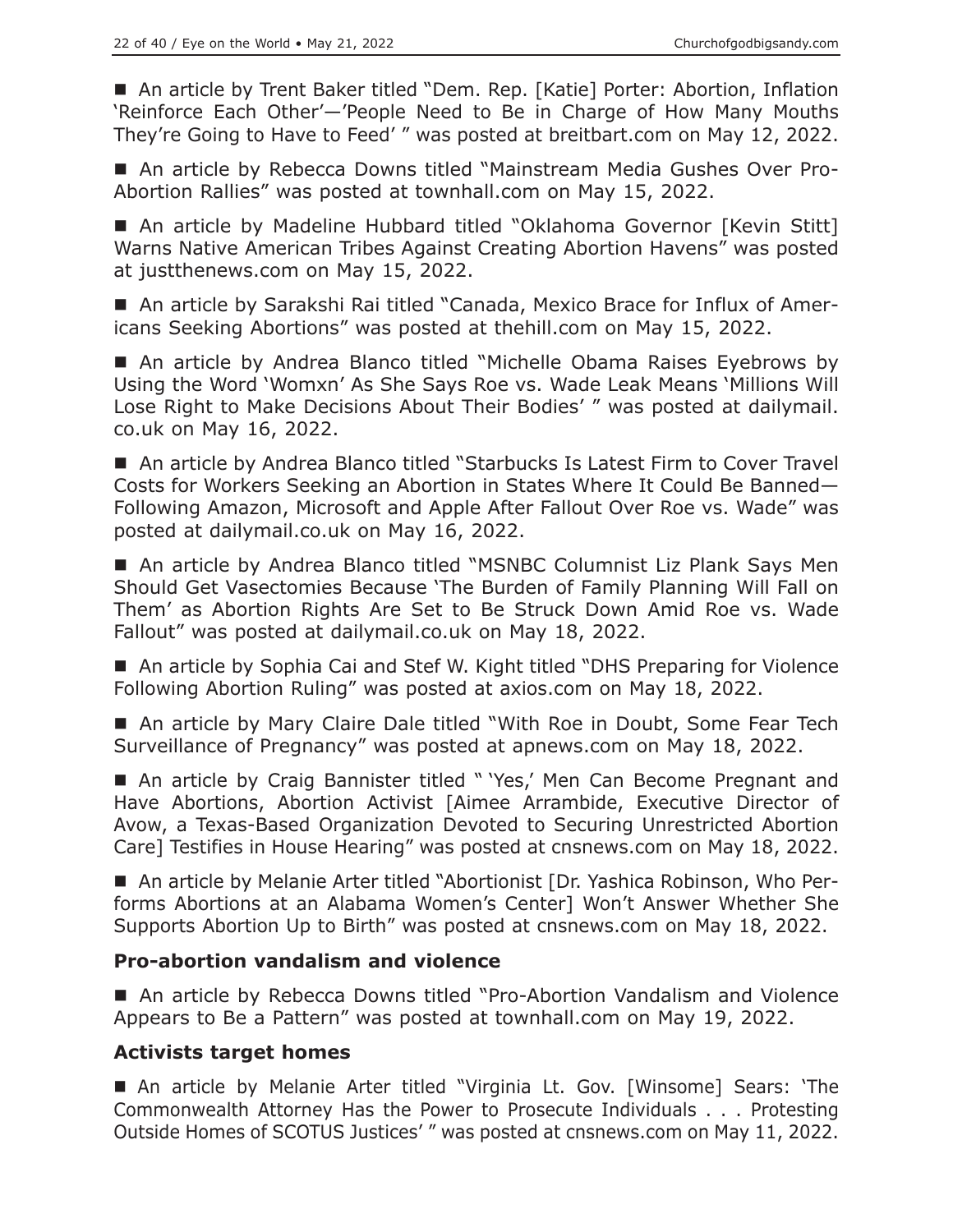■ An article by Trent Baker titled "Dem. Rep. [Katie] Porter: Abortion, Inflation 'Reinforce Each Other'—'People Need to Be in Charge of How Many Mouths They're Going to Have to Feed' " was posted at breitbart.com on May 12, 2022.

■ An article by Rebecca Downs titled "Mainstream Media Gushes Over Pro-Abortion Rallies" was posted at townhall.com on May 15, 2022.

■ An article by Madeline Hubbard titled "Oklahoma Governor [Kevin Stitt] Warns Native American Tribes Against Creating Abortion Havens" was posted at justthenews.com on May 15, 2022.

■ An article by Sarakshi Rai titled "Canada, Mexico Brace for Influx of Americans Seeking Abortions" was posted at thehill.com on May 15, 2022.

■ An article by Andrea Blanco titled "Michelle Obama Raises Eyebrows by Using the Word 'Womxn' As She Says Roe vs. Wade Leak Means 'Millions Will Lose Right to Make Decisions About Their Bodies' " was posted at dailymail.co.uk on May 16, 2022.

■ An article by Andrea Blanco titled "Starbucks Is Latest Firm to Cover Travel Costs for Workers Seeking an Abortion in States Where It Could Be Banned—Following Amazon, Microsoft and Apple After Fallout Over Roe vs. Wade" was posted at dailymail.co.uk on May 16, 2022.

■ An article by Andrea Blanco titled "MSNBC Columnist Liz Plank Says Men Should Get Vasectomies Because 'The Burden of Family Planning Will Fall on Them' as Abortion Rights Are Set to Be Struck Down Amid Roe vs. Wade Fallout" was posted at dailymail.co.uk on May 18, 2022.

■ An article by Sophia Cai and Stef W. Kight titled "DHS Preparing for Violence Following Abortion Ruling" was posted at axios.com on May 18, 2022.

■ An article by Mary Claire Dale titled "With Roe in Doubt, Some Fear Tech Surveillance of Pregnancy" was posted at apnews.com on May 18, 2022.

■ An article by Craig Bannister titled " 'Yes,' Men Can Become Pregnant and Have Abortions, Abortion Activist [Aimee Arrambide, Executive Director of Avow, a Texas-Based Organization Devoted to Securing Unrestricted Abortion Care] Testifies in House Hearing" was posted at cnsnews.com on May 18, 2022.

■ An article by Melanie Arter titled "Abortionist [Dr. Yashica Robinson, Who Performs Abortions at an Alabama Women's Center] Won't Answer Whether She Supports Abortion Up to Birth" was posted at cnsnews.com on May 18, 2022.

### Pro-abortion vandalism and violence

■ An article by Rebecca Downs titled "Pro-Abortion Vandalism and Violence Appears to Be a Pattern" was posted at townhall.com on May 19, 2022.

### Activists target homes

■ An article by Melanie Arter titled "Virginia Lt. Gov. [Winsome] Sears: 'The Commonwealth Attorney Has the Power to Prosecute Individuals . . . Protesting Outside Homes of SCOTUS Justices' " was posted at cnsnews.com on May 11, 2022.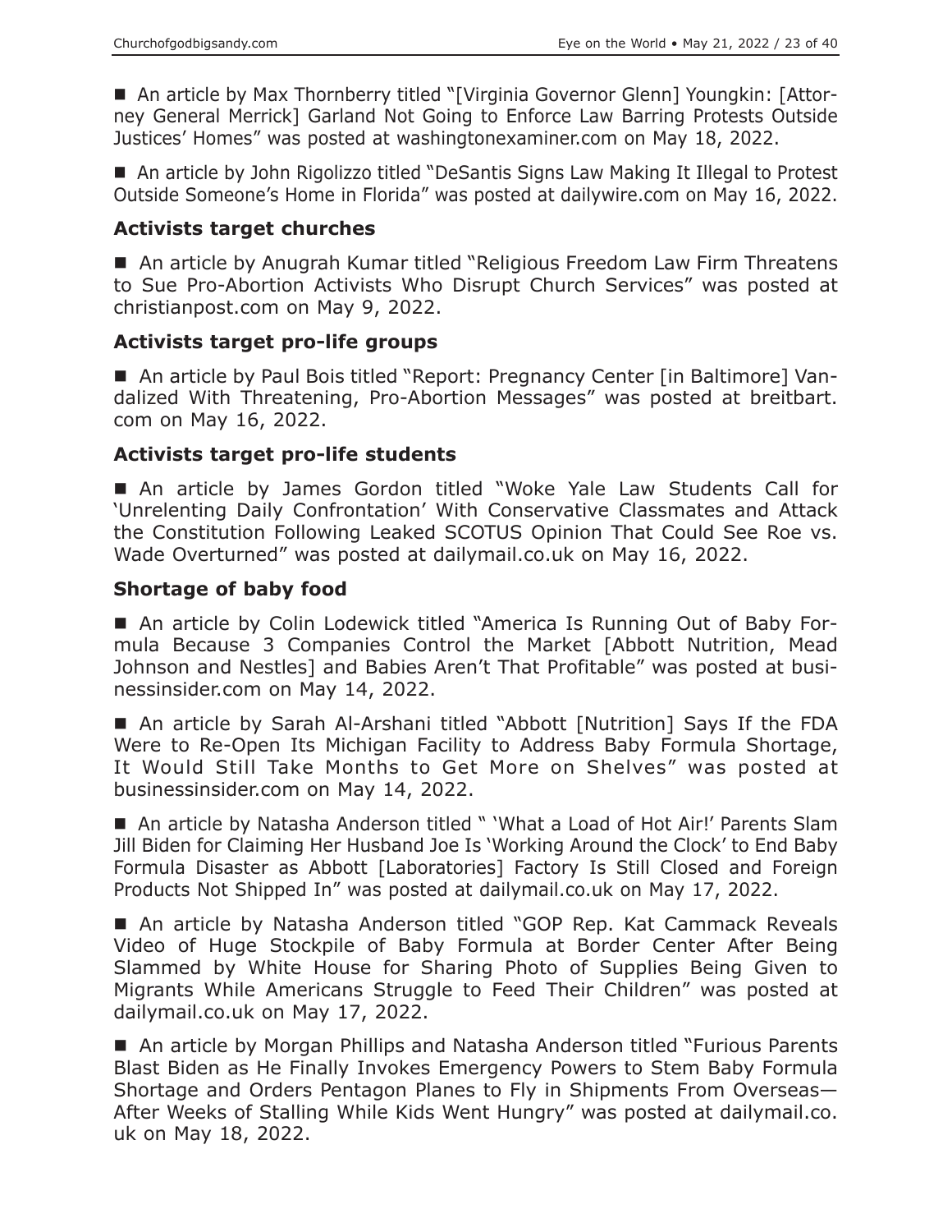■ An article by Max Thornberry titled "[Virginia Governor Glenn] Youngkin: [Attorney General Merrick] Garland Not Going to Enforce Law Barring Protests Outside Justices' Homes" was posted at washingtonexaminer.com on May 18, 2022.

■ An article by John Rigolizzo titled "DeSantis Signs Law Making It Illegal to Protest Outside Someone's Home in Florida" was posted at dailywire.com on May 16, 2022.

### Activists target churches

■ An article by Anugrah Kumar titled "Religious Freedom Law Firm Threatens to Sue Pro-Abortion Activists Who Disrupt Church Services" was posted at christianpost.com on May 9, 2022.

### Activists target pro-life groups

■ An article by Paul Bois titled "Report: Pregnancy Center [in Baltimore] Vandalized With Threatening, Pro-Abortion Messages" was posted at breitbart.com on May 16, 2022.

### Activists target pro-life students

■ An article by James Gordon titled "Woke Yale Law Students Call for 'Unrelenting Daily Confrontation' With Conservative Classmates and Attack the Constitution Following Leaked SCOTUS Opinion That Could See Roe vs. Wade Overturned" was posted at dailymail.co.uk on May 16, 2022.

### Shortage of baby food

■ An article by Colin Lodewick titled "America Is Running Out of Baby Formula Because 3 Companies Control the Market [Abbott Nutrition, Mead Johnson and Nestles] and Babies Aren't That Profitable" was posted at businessinsider.com on May 14, 2022.

■ An article by Sarah Al-Arshani titled "Abbott [Nutrition] Says If the FDA Were to Re-Open Its Michigan Facility to Address Baby Formula Shortage, It Would Still Take Months to Get More on Shelves" was posted at businessinsider.com on May 14, 2022.

■ An article by Natasha Anderson titled " 'What a Load of Hot Air!' Parents Slam Jill Biden for Claiming Her Husband Joe Is 'Working Around the Clock' to End Baby Formula Disaster as Abbott [Laboratories] Factory Is Still Closed and Foreign Products Not Shipped In" was posted at dailymail.co.uk on May 17, 2022.

■ An article by Natasha Anderson titled "GOP Rep. Kat Cammack Reveals Video of Huge Stockpile of Baby Formula at Border Center After Being Slammed by White House for Sharing Photo of Supplies Being Given to Migrants While Americans Struggle to Feed Their Children" was posted at dailymail.co.uk on May 17, 2022.

■ An article by Morgan Phillips and Natasha Anderson titled "Furious Parents Blast Biden as He Finally Invokes Emergency Powers to Stem Baby Formula Shortage and Orders Pentagon Planes to Fly in Shipments From Overseas—After Weeks of Stalling While Kids Went Hungry" was posted at dailymail.co.uk on May 18, 2022.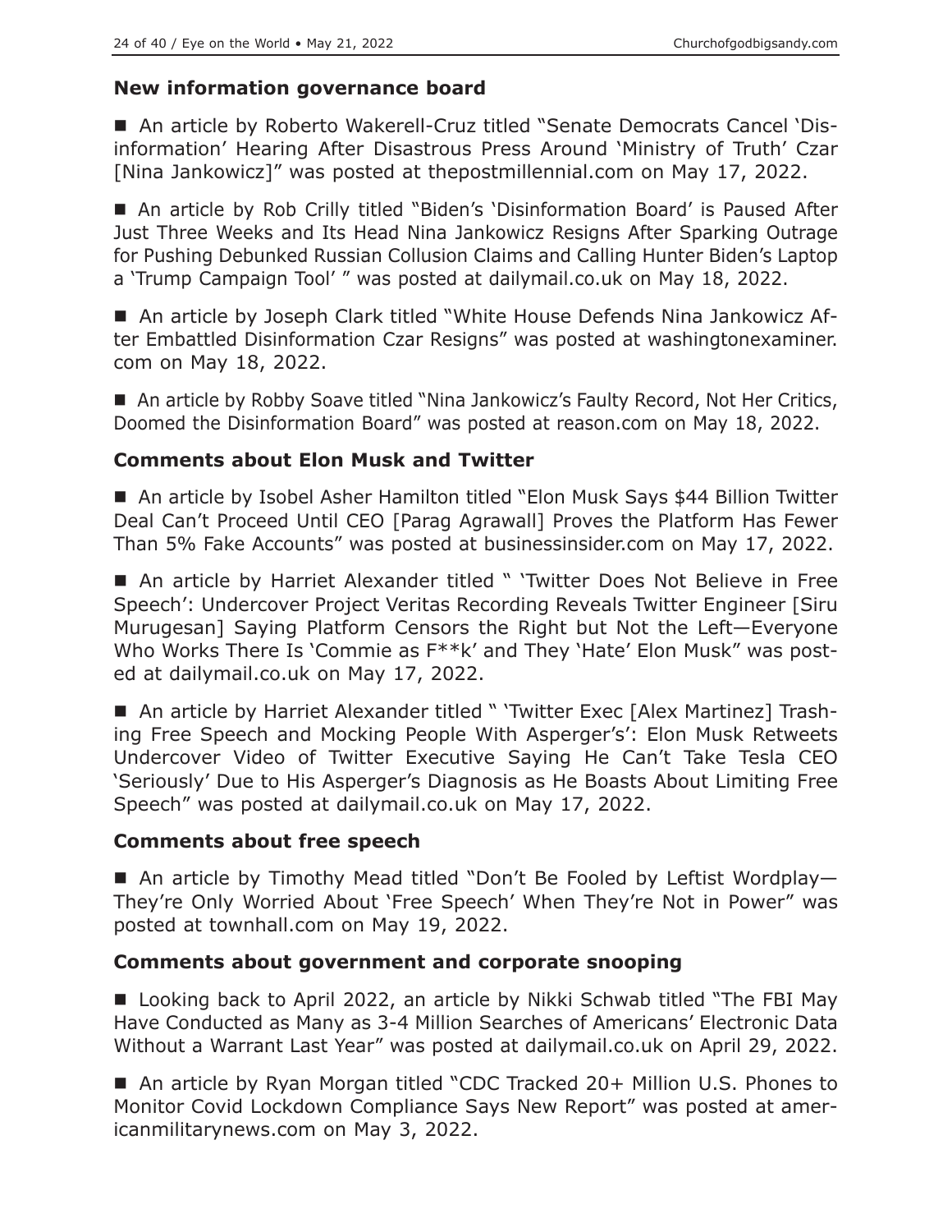### New information governance board

■ An article by Roberto Wakerell-Cruz titled "Senate Democrats Cancel 'Disinformation' Hearing After Disastrous Press Around 'Ministry of Truth' Czar [Nina Jankowicz]" was posted at thepostmillennial.com on May 17, 2022.

■ An article by Rob Crilly titled "Biden's 'Disinformation Board' is Paused After Just Three Weeks and Its Head Nina Jankowicz Resigns After Sparking Outrage for Pushing Debunked Russian Collusion Claims and Calling Hunter Biden's Laptop a 'Trump Campaign Tool' " was posted at dailymail.co.uk on May 18, 2022.

■ An article by Joseph Clark titled "White House Defends Nina Jankowicz After Embattled Disinformation Czar Resigns" was posted at washingtonexaminer.com on May 18, 2022.

■ An article by Robby Soave titled "Nina Jankowicz's Faulty Record, Not Her Critics, Doomed the Disinformation Board" was posted at reason.com on May 18, 2022.

### Comments about Elon Musk and Twitter

■ An article by Isobel Asher Hamilton titled "Elon Musk Says $44 Billion Twitter Deal Can't Proceed Until CEO [Parag Agrawall] Proves the Platform Has Fewer Than 5% Fake Accounts" was posted at businessinsider.com on May 17, 2022.

■ An article by Harriet Alexander titled " 'Twitter Does Not Believe in Free Speech': Undercover Project Veritas Recording Reveals Twitter Engineer [Siru Murugesan] Saying Platform Censors the Right but Not the Left—Everyone Who Works There Is 'Commie as F**k' and They 'Hate' Elon Musk" was posted at dailymail.co.uk on May 17, 2022.

■ An article by Harriet Alexander titled " 'Twitter Exec [Alex Martinez] Trashing Free Speech and Mocking People With Asperger's': Elon Musk Retweets Undercover Video of Twitter Executive Saying He Can't Take Tesla CEO 'Seriously' Due to His Asperger's Diagnosis as He Boasts About Limiting Free Speech" was posted at dailymail.co.uk on May 17, 2022.

### Comments about free speech

■ An article by Timothy Mead titled "Don't Be Fooled by Leftist Wordplay—They're Only Worried About 'Free Speech' When They're Not in Power" was posted at townhall.com on May 19, 2022.

### Comments about government and corporate snooping

■ Looking back to April 2022, an article by Nikki Schwab titled "The FBI May Have Conducted as Many as 3-4 Million Searches of Americans' Electronic Data Without a Warrant Last Year" was posted at dailymail.co.uk on April 29, 2022.

■ An article by Ryan Morgan titled "CDC Tracked 20+ Million U.S. Phones to Monitor Covid Lockdown Compliance Says New Report" was posted at americanmilitarynews.com on May 3, 2022.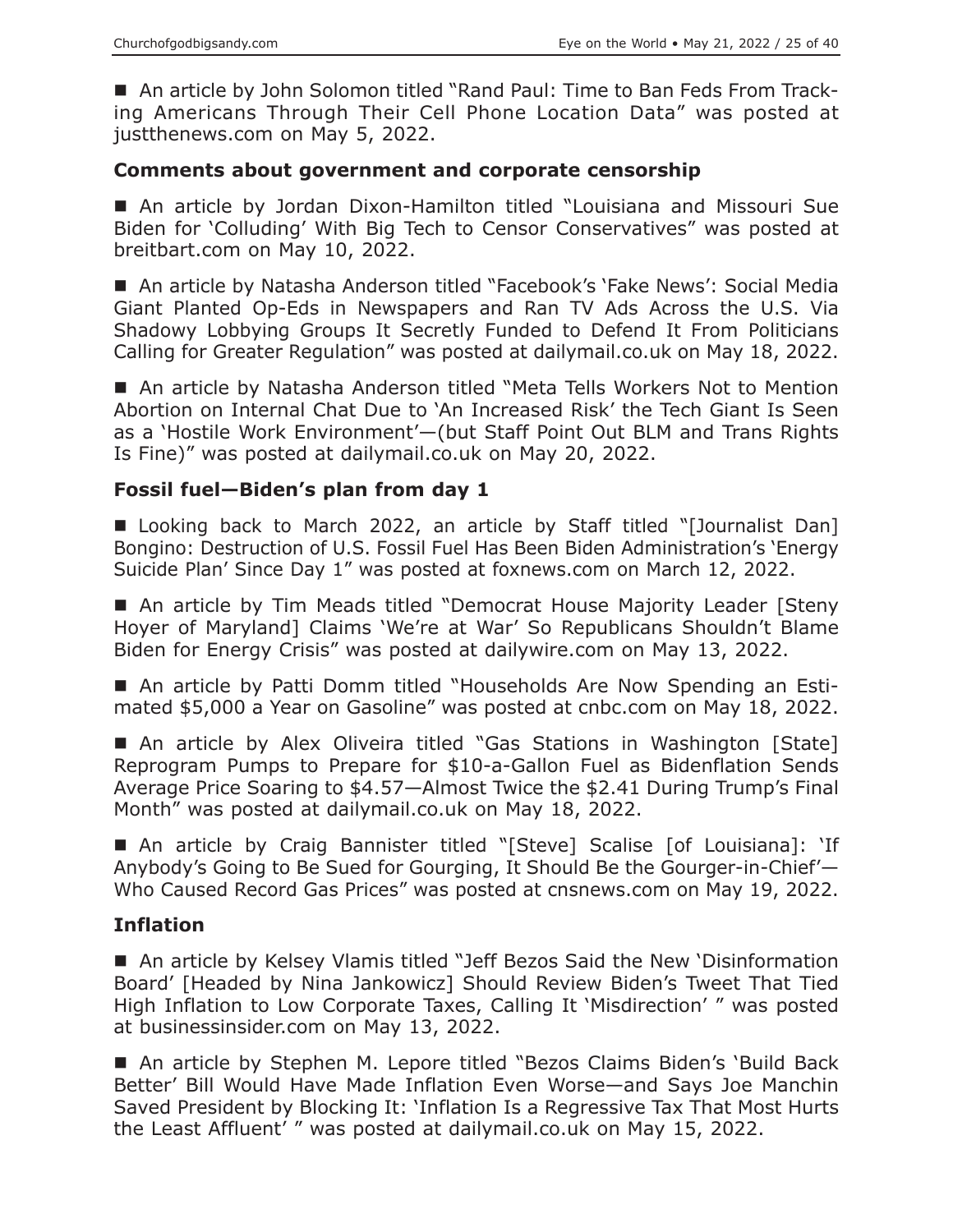■ An article by John Solomon titled "Rand Paul: Time to Ban Feds From Tracking Americans Through Their Cell Phone Location Data" was posted at justthenews.com on May 5, 2022.

### Comments about government and corporate censorship

■ An article by Jordan Dixon-Hamilton titled "Louisiana and Missouri Sue Biden for 'Colluding' With Big Tech to Censor Conservatives" was posted at breitbart.com on May 10, 2022.

■ An article by Natasha Anderson titled "Facebook's 'Fake News': Social Media Giant Planted Op-Eds in Newspapers and Ran TV Ads Across the U.S. Via Shadowy Lobbying Groups It Secretly Funded to Defend It From Politicians Calling for Greater Regulation" was posted at dailymail.co.uk on May 18, 2022.

■ An article by Natasha Anderson titled "Meta Tells Workers Not to Mention Abortion on Internal Chat Due to 'An Increased Risk' the Tech Giant Is Seen as a 'Hostile Work Environment'—(but Staff Point Out BLM and Trans Rights Is Fine)" was posted at dailymail.co.uk on May 20, 2022.

### Fossil fuel—Biden's plan from day 1

■ Looking back to March 2022, an article by Staff titled "[Journalist Dan] Bongino: Destruction of U.S. Fossil Fuel Has Been Biden Administration's 'Energy Suicide Plan' Since Day 1" was posted at foxnews.com on March 12, 2022.

■ An article by Tim Meads titled "Democrat House Majority Leader [Steny Hoyer of Maryland] Claims 'We're at War' So Republicans Shouldn't Blame Biden for Energy Crisis" was posted at dailywire.com on May 13, 2022.

■ An article by Patti Domm titled "Households Are Now Spending an Estimated $5,000 a Year on Gasoline" was posted at cnbc.com on May 18, 2022.

■ An article by Alex Oliveira titled "Gas Stations in Washington [State] Reprogram Pumps to Prepare for $10-a-Gallon Fuel as Bidenflation Sends Average Price Soaring to $4.57—Almost Twice the $2.41 During Trump's Final Month" was posted at dailymail.co.uk on May 18, 2022.

■ An article by Craig Bannister titled "[Steve] Scalise [of Louisiana]: 'If Anybody's Going to Be Sued for Gourging, It Should Be the Gourger-in-Chief'—Who Caused Record Gas Prices" was posted at cnsnews.com on May 19, 2022.

### Inflation

■ An article by Kelsey Vlamis titled "Jeff Bezos Said the New 'Disinformation Board' [Headed by Nina Jankowicz] Should Review Biden's Tweet That Tied High Inflation to Low Corporate Taxes, Calling It 'Misdirection' " was posted at businessinsider.com on May 13, 2022.

■ An article by Stephen M. Lepore titled "Bezos Claims Biden's 'Build Back Better' Bill Would Have Made Inflation Even Worse—and Says Joe Manchin Saved President by Blocking It: 'Inflation Is a Regressive Tax That Most Hurts the Least Affluent' " was posted at dailymail.co.uk on May 15, 2022.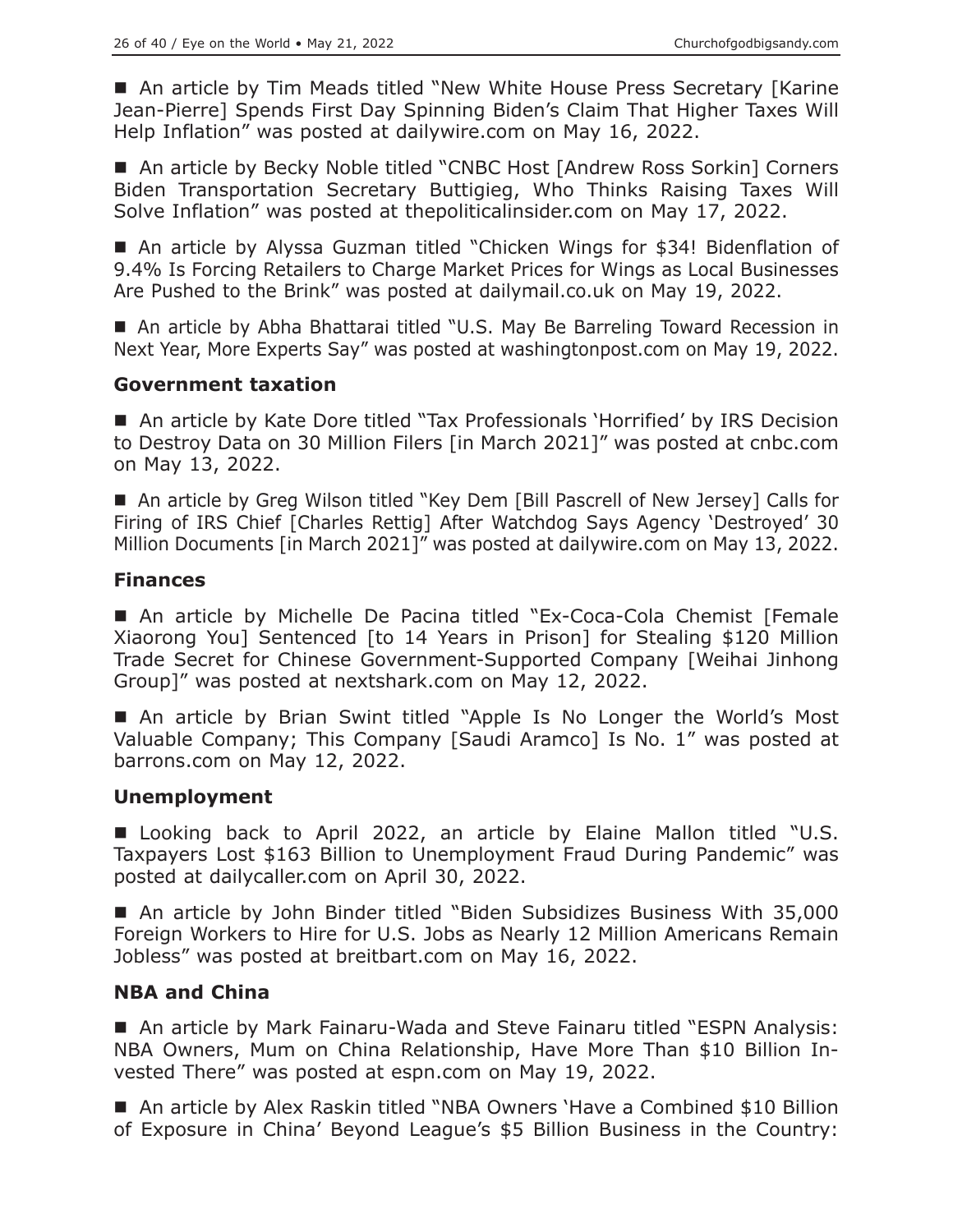■ An article by Tim Meads titled "New White House Press Secretary [Karine Jean-Pierre] Spends First Day Spinning Biden's Claim That Higher Taxes Will Help Inflation" was posted at dailywire.com on May 16, 2022.

■ An article by Becky Noble titled "CNBC Host [Andrew Ross Sorkin] Corners Biden Transportation Secretary Buttigieg, Who Thinks Raising Taxes Will Solve Inflation" was posted at thepoliticalinsider.com on May 17, 2022.

■ An article by Alyssa Guzman titled "Chicken Wings for $34! Bidenflation of 9.4% Is Forcing Retailers to Charge Market Prices for Wings as Local Businesses Are Pushed to the Brink" was posted at dailymail.co.uk on May 19, 2022.

■ An article by Abha Bhattarai titled "U.S. May Be Barreling Toward Recession in Next Year, More Experts Say" was posted at washingtonpost.com on May 19, 2022.

### Government taxation

■ An article by Kate Dore titled "Tax Professionals 'Horrified' by IRS Decision to Destroy Data on 30 Million Filers [in March 2021]" was posted at cnbc.com on May 13, 2022.

■ An article by Greg Wilson titled "Key Dem [Bill Pascrell of New Jersey] Calls for Firing of IRS Chief [Charles Rettig] After Watchdog Says Agency 'Destroyed' 30 Million Documents [in March 2021]" was posted at dailywire.com on May 13, 2022.

### Finances

■ An article by Michelle De Pacina titled "Ex-Coca-Cola Chemist [Female Xiaorong You] Sentenced [to 14 Years in Prison] for Stealing $120 Million Trade Secret for Chinese Government-Supported Company [Weihai Jinhong Group]" was posted at nextshark.com on May 12, 2022.

■ An article by Brian Swint titled "Apple Is No Longer the World's Most Valuable Company; This Company [Saudi Aramco] Is No. 1" was posted at barrons.com on May 12, 2022.

### Unemployment

■ Looking back to April 2022, an article by Elaine Mallon titled "U.S. Taxpayers Lost $163 Billion to Unemployment Fraud During Pandemic" was posted at dailycaller.com on April 30, 2022.

■ An article by John Binder titled "Biden Subsidizes Business With 35,000 Foreign Workers to Hire for U.S. Jobs as Nearly 12 Million Americans Remain Jobless" was posted at breitbart.com on May 16, 2022.

### NBA and China

■ An article by Mark Fainaru-Wada and Steve Fainaru titled "ESPN Analysis: NBA Owners, Mum on China Relationship, Have More Than $10 Billion Invested There" was posted at espn.com on May 19, 2022.

■ An article by Alex Raskin titled "NBA Owners 'Have a Combined $10 Billion of Exposure in China' Beyond League's $5 Billion Business in the Country: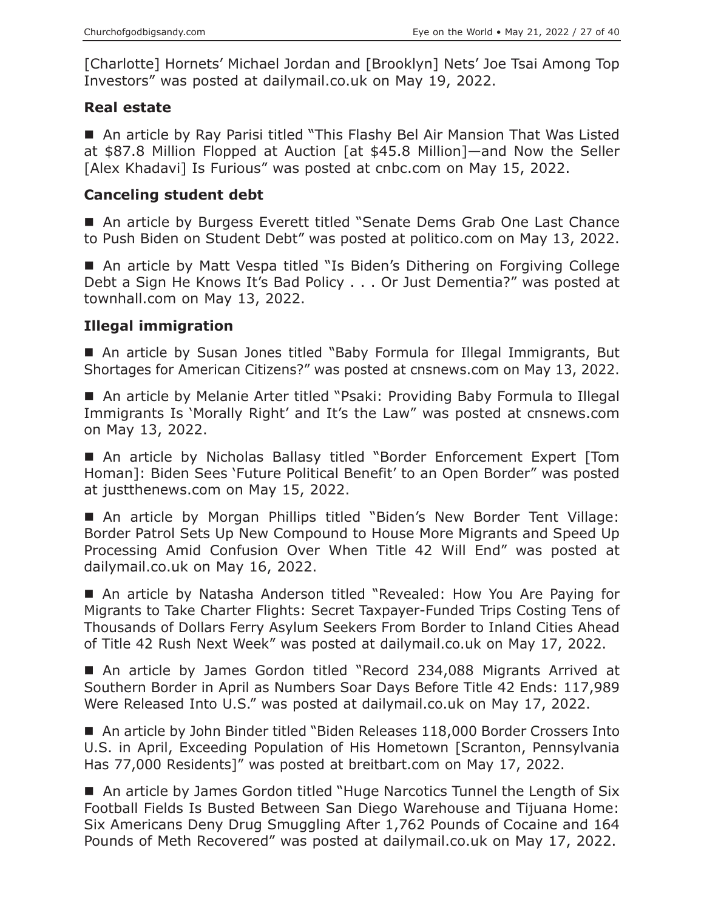[Charlotte] Hornets' Michael Jordan and [Brooklyn] Nets' Joe Tsai Among Top Investors" was posted at dailymail.co.uk on May 19, 2022.

### Real estate

■ An article by Ray Parisi titled "This Flashy Bel Air Mansion That Was Listed at $87.8 Million Flopped at Auction [at $45.8 Million]—and Now the Seller [Alex Khadavi] Is Furious" was posted at cnbc.com on May 15, 2022.

### Canceling student debt

■ An article by Burgess Everett titled "Senate Dems Grab One Last Chance to Push Biden on Student Debt" was posted at politico.com on May 13, 2022.

■ An article by Matt Vespa titled "Is Biden's Dithering on Forgiving College Debt a Sign He Knows It's Bad Policy . . . Or Just Dementia?" was posted at townhall.com on May 13, 2022.

### Illegal immigration

■ An article by Susan Jones titled "Baby Formula for Illegal Immigrants, But Shortages for American Citizens?" was posted at cnsnews.com on May 13, 2022.

■ An article by Melanie Arter titled "Psaki: Providing Baby Formula to Illegal Immigrants Is 'Morally Right' and It's the Law" was posted at cnsnews.com on May 13, 2022.

■ An article by Nicholas Ballasy titled "Border Enforcement Expert [Tom Homan]: Biden Sees 'Future Political Benefit' to an Open Border" was posted at justthenews.com on May 15, 2022.

■ An article by Morgan Phillips titled "Biden's New Border Tent Village: Border Patrol Sets Up New Compound to House More Migrants and Speed Up Processing Amid Confusion Over When Title 42 Will End" was posted at dailymail.co.uk on May 16, 2022.

■ An article by Natasha Anderson titled "Revealed: How You Are Paying for Migrants to Take Charter Flights: Secret Taxpayer-Funded Trips Costing Tens of Thousands of Dollars Ferry Asylum Seekers From Border to Inland Cities Ahead of Title 42 Rush Next Week" was posted at dailymail.co.uk on May 17, 2022.

■ An article by James Gordon titled "Record 234,088 Migrants Arrived at Southern Border in April as Numbers Soar Days Before Title 42 Ends: 117,989 Were Released Into U.S." was posted at dailymail.co.uk on May 17, 2022.

■ An article by John Binder titled "Biden Releases 118,000 Border Crossers Into U.S. in April, Exceeding Population of His Hometown [Scranton, Pennsylvania Has 77,000 Residents]" was posted at breitbart.com on May 17, 2022.

■ An article by James Gordon titled "Huge Narcotics Tunnel the Length of Six Football Fields Is Busted Between San Diego Warehouse and Tijuana Home: Six Americans Deny Drug Smuggling After 1,762 Pounds of Cocaine and 164 Pounds of Meth Recovered" was posted at dailymail.co.uk on May 17, 2022.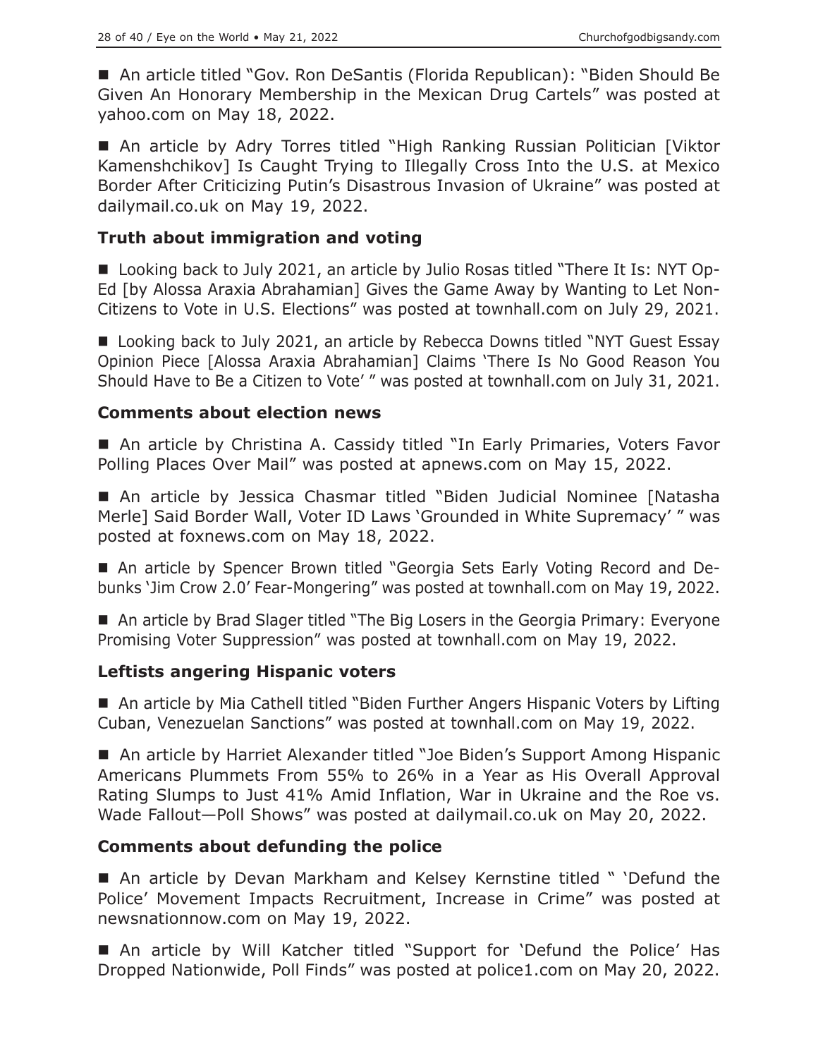■ An article titled "Gov. Ron DeSantis (Florida Republican): "Biden Should Be Given An Honorary Membership in the Mexican Drug Cartels" was posted at yahoo.com on May 18, 2022.

■ An article by Adry Torres titled "High Ranking Russian Politician [Viktor Kamenshchikov] Is Caught Trying to Illegally Cross Into the U.S. at Mexico Border After Criticizing Putin's Disastrous Invasion of Ukraine" was posted at dailymail.co.uk on May 19, 2022.

### Truth about immigration and voting

■ Looking back to July 2021, an article by Julio Rosas titled "There It Is: NYT Op-Ed [by Alossa Araxia Abrahamian] Gives the Game Away by Wanting to Let Non-Citizens to Vote in U.S. Elections" was posted at townhall.com on July 29, 2021.

■ Looking back to July 2021, an article by Rebecca Downs titled "NYT Guest Essay Opinion Piece [Alossa Araxia Abrahamian] Claims 'There Is No Good Reason You Should Have to Be a Citizen to Vote' " was posted at townhall.com on July 31, 2021.

### Comments about election news

■ An article by Christina A. Cassidy titled "In Early Primaries, Voters Favor Polling Places Over Mail" was posted at apnews.com on May 15, 2022.

■ An article by Jessica Chasmar titled "Biden Judicial Nominee [Natasha Merle] Said Border Wall, Voter ID Laws 'Grounded in White Supremacy' " was posted at foxnews.com on May 18, 2022.

■ An article by Spencer Brown titled "Georgia Sets Early Voting Record and Debunks 'Jim Crow 2.0' Fear-Mongering" was posted at townhall.com on May 19, 2022.

■ An article by Brad Slager titled "The Big Losers in the Georgia Primary: Everyone Promising Voter Suppression" was posted at townhall.com on May 19, 2022.

### Leftists angering Hispanic voters

■ An article by Mia Cathell titled "Biden Further Angers Hispanic Voters by Lifting Cuban, Venezuelan Sanctions" was posted at townhall.com on May 19, 2022.

■ An article by Harriet Alexander titled "Joe Biden's Support Among Hispanic Americans Plummets From 55% to 26% in a Year as His Overall Approval Rating Slumps to Just 41% Amid Inflation, War in Ukraine and the Roe vs. Wade Fallout—Poll Shows" was posted at dailymail.co.uk on May 20, 2022.

### Comments about defunding the police

■ An article by Devan Markham and Kelsey Kernstine titled " 'Defund the Police' Movement Impacts Recruitment, Increase in Crime" was posted at newsnationnow.com on May 19, 2022.

■ An article by Will Katcher titled "Support for 'Defund the Police' Has Dropped Nationwide, Poll Finds" was posted at police1.com on May 20, 2022.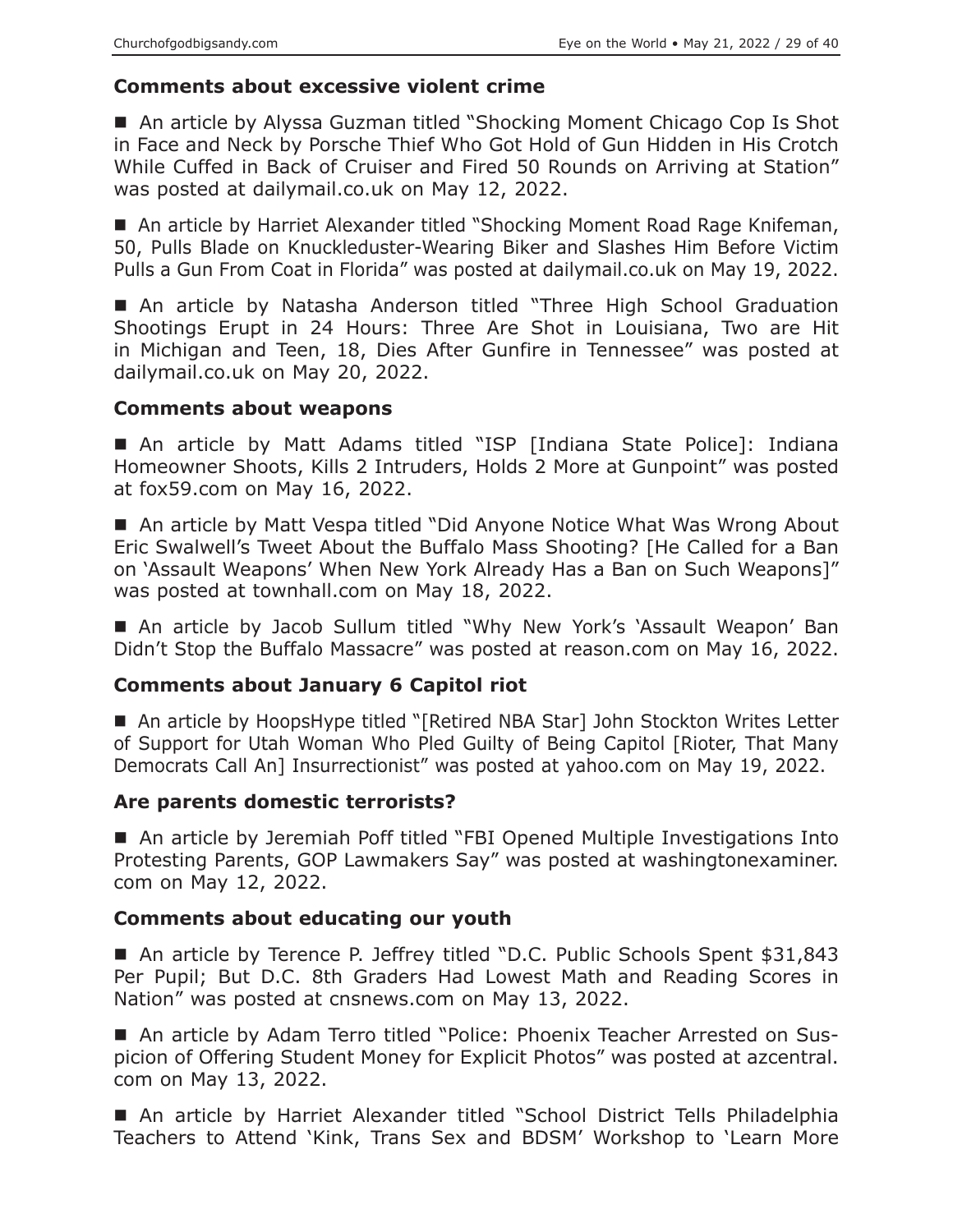### Comments about excessive violent crime

■ An article by Alyssa Guzman titled "Shocking Moment Chicago Cop Is Shot in Face and Neck by Porsche Thief Who Got Hold of Gun Hidden in His Crotch While Cuffed in Back of Cruiser and Fired 50 Rounds on Arriving at Station" was posted at dailymail.co.uk on May 12, 2022.

■ An article by Harriet Alexander titled "Shocking Moment Road Rage Knifeman, 50, Pulls Blade on Knuckleduster-Wearing Biker and Slashes Him Before Victim Pulls a Gun From Coat in Florida" was posted at dailymail.co.uk on May 19, 2022.

■ An article by Natasha Anderson titled "Three High School Graduation Shootings Erupt in 24 Hours: Three Are Shot in Louisiana, Two are Hit in Michigan and Teen, 18, Dies After Gunfire in Tennessee" was posted at dailymail.co.uk on May 20, 2022.

### Comments about weapons

■ An article by Matt Adams titled "ISP [Indiana State Police]: Indiana Homeowner Shoots, Kills 2 Intruders, Holds 2 More at Gunpoint" was posted at fox59.com on May 16, 2022.

■ An article by Matt Vespa titled "Did Anyone Notice What Was Wrong About Eric Swalwell's Tweet About the Buffalo Mass Shooting? [He Called for a Ban on 'Assault Weapons' When New York Already Has a Ban on Such Weapons]" was posted at townhall.com on May 18, 2022.

■ An article by Jacob Sullum titled "Why New York's 'Assault Weapon' Ban Didn't Stop the Buffalo Massacre" was posted at reason.com on May 16, 2022.

### Comments about January 6 Capitol riot

■ An article by HoopsHype titled "[Retired NBA Star] John Stockton Writes Letter of Support for Utah Woman Who Pled Guilty of Being Capitol [Rioter, That Many Democrats Call An] Insurrectionist" was posted at yahoo.com on May 19, 2022.

### Are parents domestic terrorists?

■ An article by Jeremiah Poff titled "FBI Opened Multiple Investigations Into Protesting Parents, GOP Lawmakers Say" was posted at washingtonexaminer.com on May 12, 2022.

### Comments about educating our youth

■ An article by Terence P. Jeffrey titled "D.C. Public Schools Spent $31,843 Per Pupil; But D.C. 8th Graders Had Lowest Math and Reading Scores in Nation" was posted at cnsnews.com on May 13, 2022.

■ An article by Adam Terro titled "Police: Phoenix Teacher Arrested on Suspicion of Offering Student Money for Explicit Photos" was posted at azcentral.com on May 13, 2022.

■ An article by Harriet Alexander titled "School District Tells Philadelphia Teachers to Attend 'Kink, Trans Sex and BDSM' Workshop to 'Learn More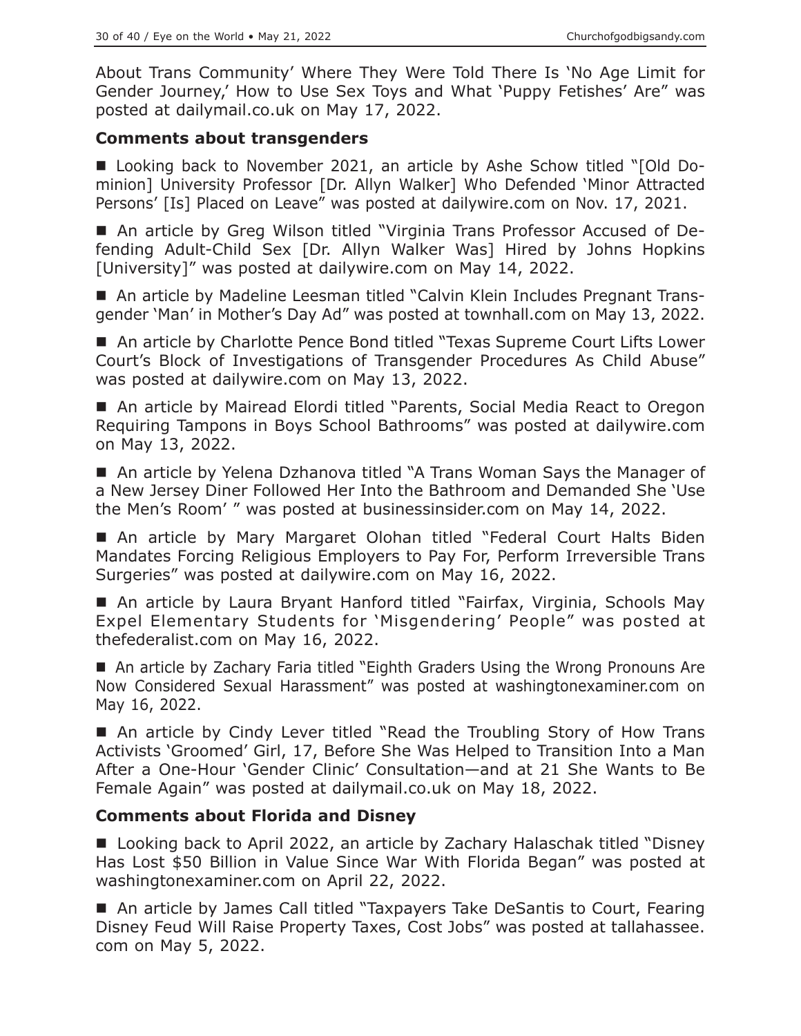About Trans Community' Where They Were Told There Is 'No Age Limit for Gender Journey,' How to Use Sex Toys and What 'Puppy Fetishes' Are" was posted at dailymail.co.uk on May 17, 2022.

### Comments about transgenders

- Looking back to November 2021, an article by Ashe Schow titled "[Old Dominion] University Professor [Dr. Allyn Walker] Who Defended 'Minor Attracted Persons' [Is] Placed on Leave" was posted at dailywire.com on Nov. 17, 2021.

- An article by Greg Wilson titled "Virginia Trans Professor Accused of Defending Adult-Child Sex [Dr. Allyn Walker Was] Hired by Johns Hopkins [University]" was posted at dailywire.com on May 14, 2022.

- An article by Madeline Leesman titled "Calvin Klein Includes Pregnant Transgender 'Man' in Mother's Day Ad" was posted at townhall.com on May 13, 2022.

- An article by Charlotte Pence Bond titled "Texas Supreme Court Lifts Lower Court's Block of Investigations of Transgender Procedures As Child Abuse" was posted at dailywire.com on May 13, 2022.

- An article by Mairead Elordi titled "Parents, Social Media React to Oregon Requiring Tampons in Boys School Bathrooms" was posted at dailywire.com on May 13, 2022.

- An article by Yelena Dzhanova titled "A Trans Woman Says the Manager of a New Jersey Diner Followed Her Into the Bathroom and Demanded She 'Use the Men's Room' " was posted at businessinsider.com on May 14, 2022.

- An article by Mary Margaret Olohan titled "Federal Court Halts Biden Mandates Forcing Religious Employers to Pay For, Perform Irreversible Trans Surgeries" was posted at dailywire.com on May 16, 2022.

- An article by Laura Bryant Hanford titled "Fairfax, Virginia, Schools May Expel Elementary Students for 'Misgendering' People" was posted at thefederalist.com on May 16, 2022.

- An article by Zachary Faria titled "Eighth Graders Using the Wrong Pronouns Are Now Considered Sexual Harassment" was posted at washingtonexaminer.com on May 16, 2022.

- An article by Cindy Lever titled "Read the Troubling Story of How Trans Activists 'Groomed' Girl, 17, Before She Was Helped to Transition Into a Man After a One-Hour 'Gender Clinic' Consultation—and at 21 She Wants to Be Female Again" was posted at dailymail.co.uk on May 18, 2022.

### Comments about Florida and Disney

- Looking back to April 2022, an article by Zachary Halaschak titled "Disney Has Lost $50 Billion in Value Since War With Florida Began" was posted at washingtonexaminer.com on April 22, 2022.

- An article by James Call titled "Taxpayers Take DeSantis to Court, Fearing Disney Feud Will Raise Property Taxes, Cost Jobs" was posted at tallahassee.com on May 5, 2022.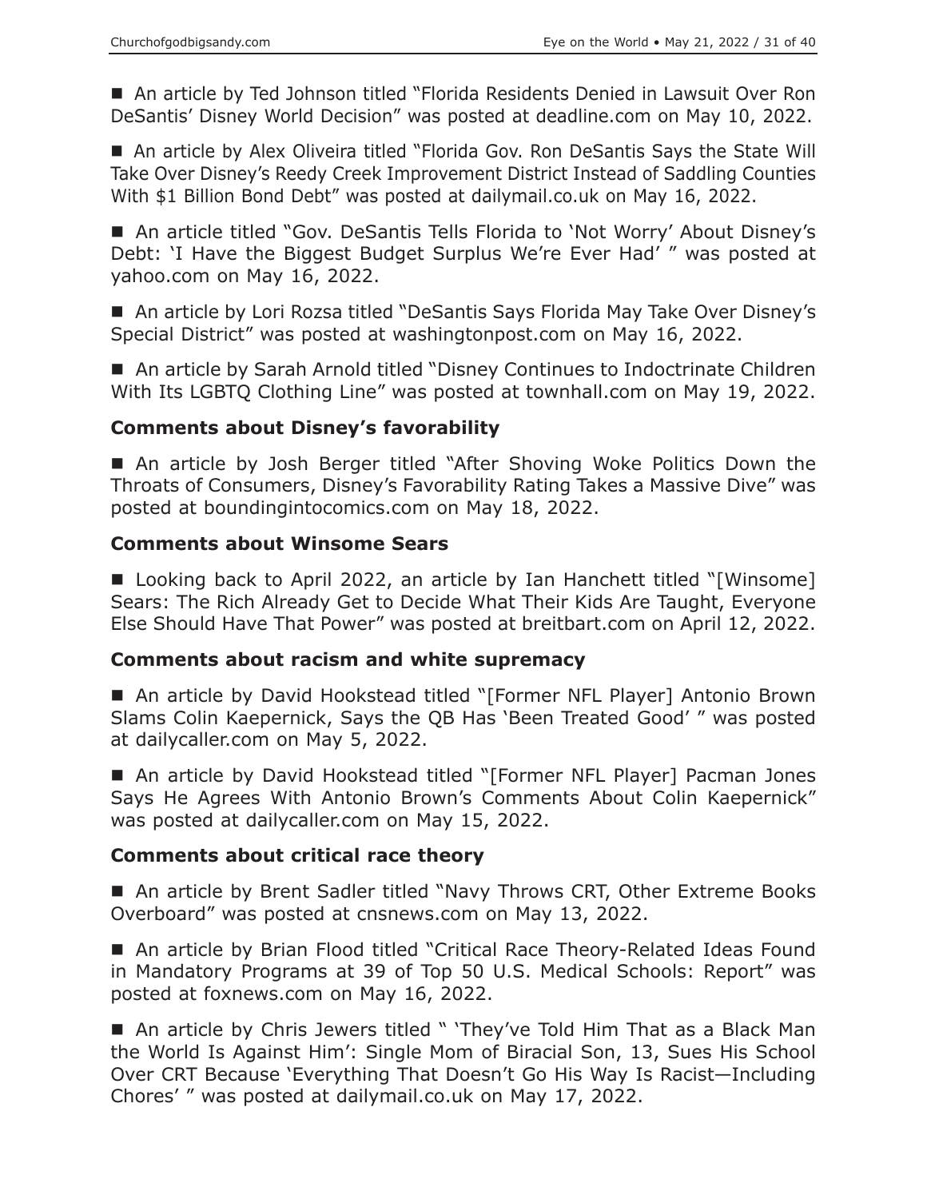■ An article by Ted Johnson titled "Florida Residents Denied in Lawsuit Over Ron DeSantis' Disney World Decision" was posted at deadline.com on May 10, 2022.

■ An article by Alex Oliveira titled "Florida Gov. Ron DeSantis Says the State Will Take Over Disney's Reedy Creek Improvement District Instead of Saddling Counties With $1 Billion Bond Debt" was posted at dailymail.co.uk on May 16, 2022.

■ An article titled "Gov. DeSantis Tells Florida to 'Not Worry' About Disney's Debt: 'I Have the Biggest Budget Surplus We're Ever Had' " was posted at yahoo.com on May 16, 2022.

■ An article by Lori Rozsa titled "DeSantis Says Florida May Take Over Disney's Special District" was posted at washingtonpost.com on May 16, 2022.

■ An article by Sarah Arnold titled "Disney Continues to Indoctrinate Children With Its LGBTQ Clothing Line" was posted at townhall.com on May 19, 2022.

### Comments about Disney's favorability

■ An article by Josh Berger titled "After Shoving Woke Politics Down the Throats of Consumers, Disney's Favorability Rating Takes a Massive Dive" was posted at boundingintocomics.com on May 18, 2022.

### Comments about Winsome Sears

■ Looking back to April 2022, an article by Ian Hanchett titled "[Winsome] Sears: The Rich Already Get to Decide What Their Kids Are Taught, Everyone Else Should Have That Power" was posted at breitbart.com on April 12, 2022.

### Comments about racism and white supremacy

■ An article by David Hookstead titled "[Former NFL Player] Antonio Brown Slams Colin Kaepernick, Says the QB Has 'Been Treated Good' " was posted at dailycaller.com on May 5, 2022.

■ An article by David Hookstead titled "[Former NFL Player] Pacman Jones Says He Agrees With Antonio Brown's Comments About Colin Kaepernick" was posted at dailycaller.com on May 15, 2022.

### Comments about critical race theory

■ An article by Brent Sadler titled "Navy Throws CRT, Other Extreme Books Overboard" was posted at cnsnews.com on May 13, 2022.

■ An article by Brian Flood titled "Critical Race Theory-Related Ideas Found in Mandatory Programs at 39 of Top 50 U.S. Medical Schools: Report" was posted at foxnews.com on May 16, 2022.

■ An article by Chris Jewers titled " 'They've Told Him That as a Black Man the World Is Against Him': Single Mom of Biracial Son, 13, Sues His School Over CRT Because 'Everything That Doesn't Go His Way Is Racist—Including Chores' " was posted at dailymail.co.uk on May 17, 2022.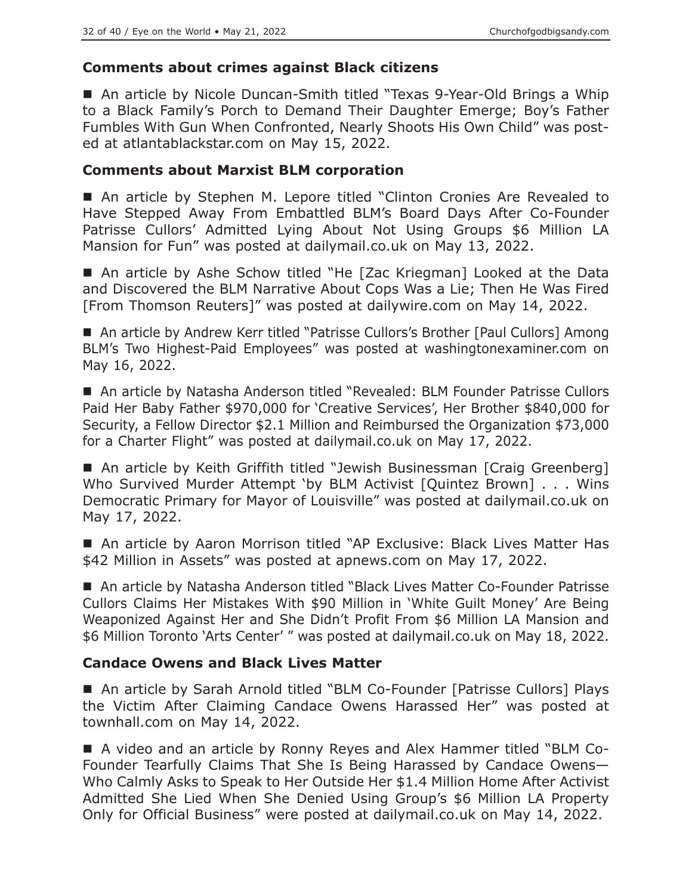### Comments about crimes against Black citizens

- An article by Nicole Duncan-Smith titled "Texas 9-Year-Old Brings a Whip to a Black Family's Porch to Demand Their Daughter Emerge; Boy's Father Fumbles With Gun When Confronted, Nearly Shoots His Own Child" was posted at atlantablackstar.com on May 15, 2022.

### Comments about Marxist BLM corporation

- An article by Stephen M. Lepore titled "Clinton Cronies Are Revealed to Have Stepped Away From Embattled BLM's Board Days After Co-Founder Patrisse Cullors' Admitted Lying About Not Using Groups $6 Million LA Mansion for Fun" was posted at dailymail.co.uk on May 13, 2022.

- An article by Ashe Schow titled "He [Zac Kriegman] Looked at the Data and Discovered the BLM Narrative About Cops Was a Lie; Then He Was Fired [From Thomson Reuters]" was posted at dailywire.com on May 14, 2022.

- An article by Andrew Kerr titled "Patrisse Cullors's Brother [Paul Cullors] Among BLM's Two Highest-Paid Employees" was posted at washingtonexaminer.com on May 16, 2022.

- An article by Natasha Anderson titled "Revealed: BLM Founder Patrisse Cullors Paid Her Baby Father $970,000 for 'Creative Services', Her Brother $840,000 for Security, a Fellow Director $2.1 Million and Reimbursed the Organization $73,000 for a Charter Flight" was posted at dailymail.co.uk on May 17, 2022.

- An article by Keith Griffith titled "Jewish Businessman [Craig Greenberg] Who Survived Murder Attempt 'by BLM Activist [Quintez Brown] . . . Wins Democratic Primary for Mayor of Louisville" was posted at dailymail.co.uk on May 17, 2022.

- An article by Aaron Morrison titled "AP Exclusive: Black Lives Matter Has $42 Million in Assets" was posted at apnews.com on May 17, 2022.

- An article by Natasha Anderson titled "Black Lives Matter Co-Founder Patrisse Cullors Claims Her Mistakes With $90 Million in 'White Guilt Money' Are Being Weaponized Against Her and She Didn't Profit From $6 Million LA Mansion and $6 Million Toronto 'Arts Center' " was posted at dailymail.co.uk on May 18, 2022.

### Candace Owens and Black Lives Matter

- An article by Sarah Arnold titled "BLM Co-Founder [Patrisse Cullors] Plays the Victim After Claiming Candace Owens Harassed Her" was posted at townhall.com on May 14, 2022.

- A video and an article by Ronny Reyes and Alex Hammer titled "BLM Co-Founder Tearfully Claims That She Is Being Harassed by Candace Owens—Who Calmly Asks to Speak to Her Outside Her $1.4 Million Home After Activist Admitted She Lied When She Denied Using Group's $6 Million LA Property Only for Official Business" were posted at dailymail.co.uk on May 14, 2022.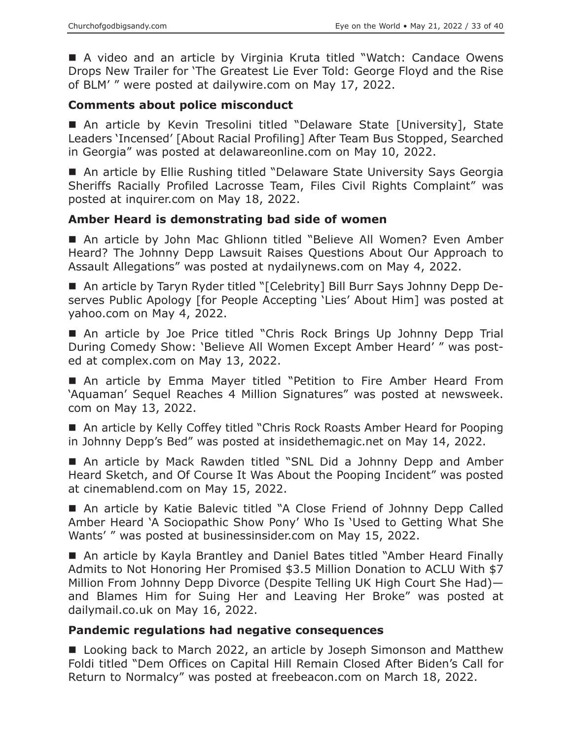■ A video and an article by Virginia Kruta titled "Watch: Candace Owens Drops New Trailer for 'The Greatest Lie Ever Told: George Floyd and the Rise of BLM' " were posted at dailywire.com on May 17, 2022.

### Comments about police misconduct

■ An article by Kevin Tresolini titled "Delaware State [University], State Leaders 'Incensed' [About Racial Profiling] After Team Bus Stopped, Searched in Georgia" was posted at delawareonline.com on May 10, 2022.

■ An article by Ellie Rushing titled "Delaware State University Says Georgia Sheriffs Racially Profiled Lacrosse Team, Files Civil Rights Complaint" was posted at inquirer.com on May 18, 2022.

### Amber Heard is demonstrating bad side of women

■ An article by John Mac Ghlionn titled "Believe All Women? Even Amber Heard? The Johnny Depp Lawsuit Raises Questions About Our Approach to Assault Allegations" was posted at nydailynews.com on May 4, 2022.

■ An article by Taryn Ryder titled "[Celebrity] Bill Burr Says Johnny Depp Deserves Public Apology [for People Accepting 'Lies' About Him] was posted at yahoo.com on May 4, 2022.

■ An article by Joe Price titled "Chris Rock Brings Up Johnny Depp Trial During Comedy Show: 'Believe All Women Except Amber Heard' " was posted at complex.com on May 13, 2022.

■ An article by Emma Mayer titled "Petition to Fire Amber Heard From 'Aquaman' Sequel Reaches 4 Million Signatures" was posted at newsweek.com on May 13, 2022.

■ An article by Kelly Coffey titled "Chris Rock Roasts Amber Heard for Pooping in Johnny Depp's Bed" was posted at insidethemagic.net on May 14, 2022.

■ An article by Mack Rawden titled "SNL Did a Johnny Depp and Amber Heard Sketch, and Of Course It Was About the Pooping Incident" was posted at cinemablend.com on May 15, 2022.

■ An article by Katie Balevic titled "A Close Friend of Johnny Depp Called Amber Heard 'A Sociopathic Show Pony' Who Is 'Used to Getting What She Wants' " was posted at businessinsider.com on May 15, 2022.

■ An article by Kayla Brantley and Daniel Bates titled "Amber Heard Finally Admits to Not Honoring Her Promised $3.5 Million Donation to ACLU With $7 Million From Johnny Depp Divorce (Despite Telling UK High Court She Had)—and Blames Him for Suing Her and Leaving Her Broke" was posted at dailymail.co.uk on May 16, 2022.

### Pandemic regulations had negative consequences

■ Looking back to March 2022, an article by Joseph Simonson and Matthew Foldi titled "Dem Offices on Capital Hill Remain Closed After Biden's Call for Return to Normalcy" was posted at freebeacon.com on March 18, 2022.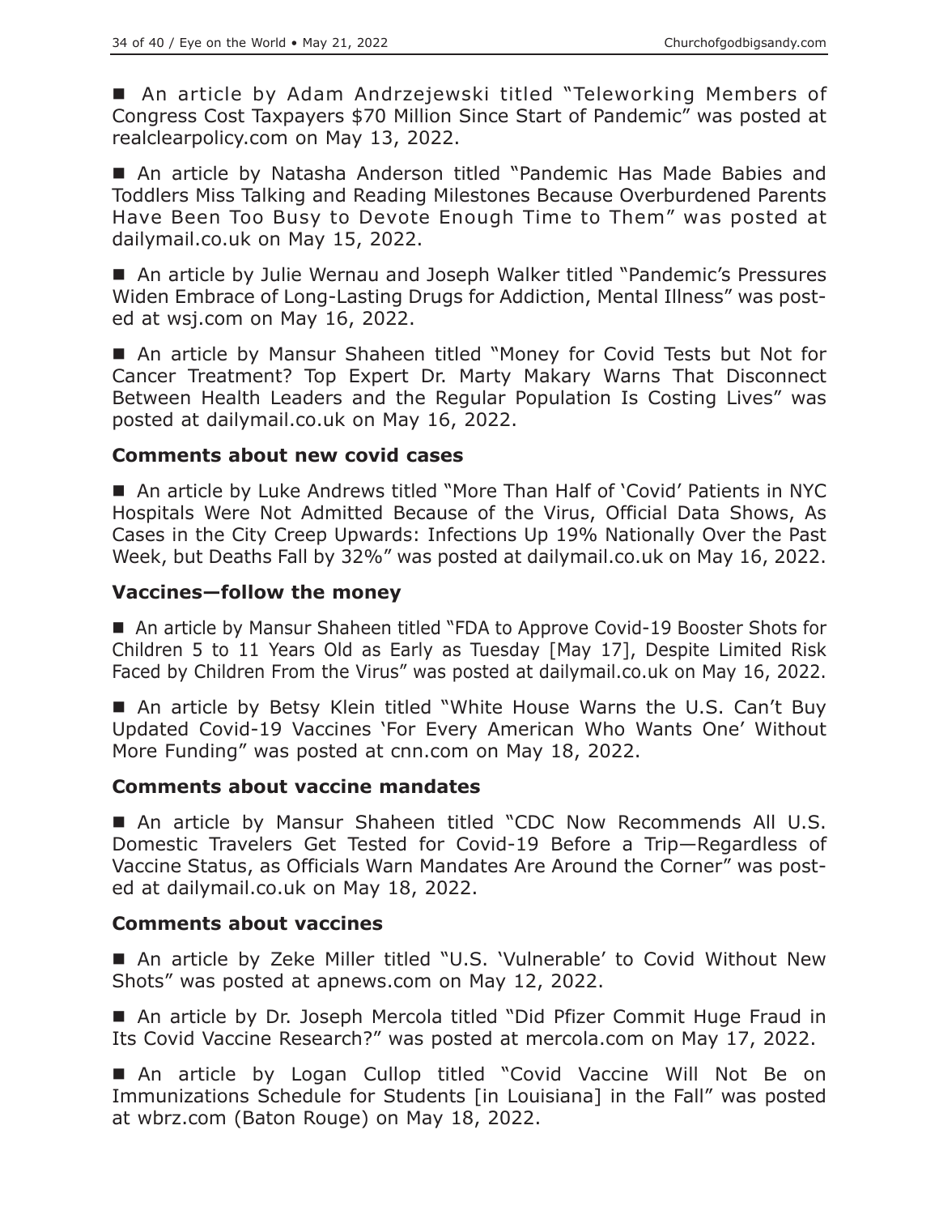- An article by Adam Andrzejewski titled "Teleworking Members of Congress Cost Taxpayers $70 Million Since Start of Pandemic" was posted at realclearpolicy.com on May 13, 2022.

- An article by Natasha Anderson titled "Pandemic Has Made Babies and Toddlers Miss Talking and Reading Milestones Because Overburdened Parents Have Been Too Busy to Devote Enough Time to Them" was posted at dailymail.co.uk on May 15, 2022.

- An article by Julie Wernau and Joseph Walker titled "Pandemic's Pressures Widen Embrace of Long-Lasting Drugs for Addiction, Mental Illness" was posted at wsj.com on May 16, 2022.

- An article by Mansur Shaheen titled "Money for Covid Tests but Not for Cancer Treatment? Top Expert Dr. Marty Makary Warns That Disconnect Between Health Leaders and the Regular Population Is Costing Lives" was posted at dailymail.co.uk on May 16, 2022.

### Comments about new covid cases

- An article by Luke Andrews titled "More Than Half of 'Covid' Patients in NYC Hospitals Were Not Admitted Because of the Virus, Official Data Shows, As Cases in the City Creep Upwards: Infections Up 19% Nationally Over the Past Week, but Deaths Fall by 32%" was posted at dailymail.co.uk on May 16, 2022.

### Vaccines—follow the money

- An article by Mansur Shaheen titled "FDA to Approve Covid-19 Booster Shots for Children 5 to 11 Years Old as Early as Tuesday [May 17], Despite Limited Risk Faced by Children From the Virus" was posted at dailymail.co.uk on May 16, 2022.

- An article by Betsy Klein titled "White House Warns the U.S. Can't Buy Updated Covid-19 Vaccines 'For Every American Who Wants One' Without More Funding" was posted at cnn.com on May 18, 2022.

### Comments about vaccine mandates

- An article by Mansur Shaheen titled "CDC Now Recommends All U.S. Domestic Travelers Get Tested for Covid-19 Before a Trip—Regardless of Vaccine Status, as Officials Warn Mandates Are Around the Corner" was posted at dailymail.co.uk on May 18, 2022.

### Comments about vaccines

- An article by Zeke Miller titled "U.S. 'Vulnerable' to Covid Without New Shots" was posted at apnews.com on May 12, 2022.

- An article by Dr. Joseph Mercola titled "Did Pfizer Commit Huge Fraud in Its Covid Vaccine Research?" was posted at mercola.com on May 17, 2022.

- An article by Logan Cullop titled "Covid Vaccine Will Not Be on Immunizations Schedule for Students [in Louisiana] in the Fall" was posted at wbrz.com (Baton Rouge) on May 18, 2022.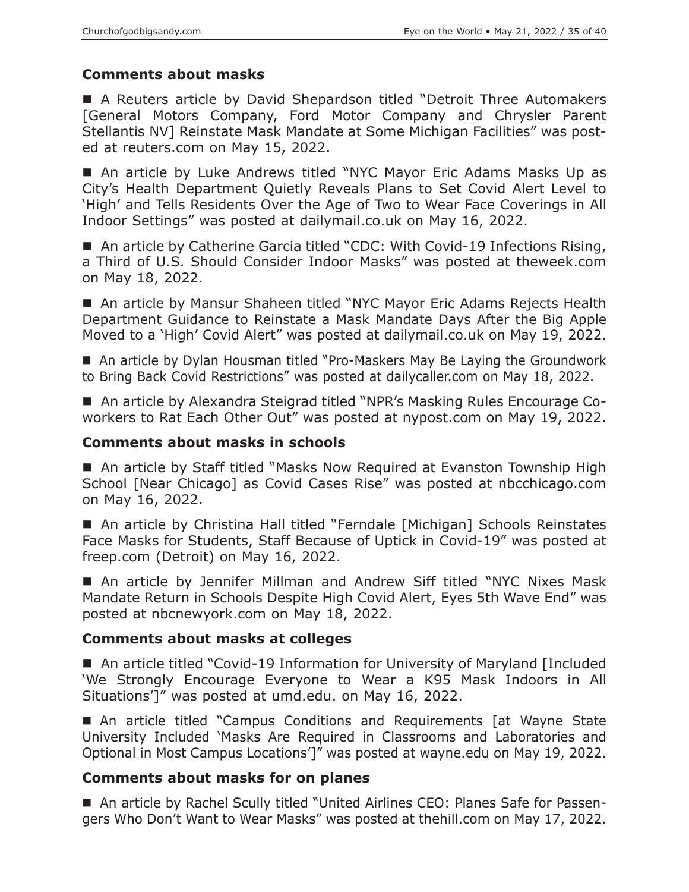### Comments about masks

■ A Reuters article by David Shepardson titled "Detroit Three Automakers [General Motors Company, Ford Motor Company and Chrysler Parent Stellantis NV] Reinstate Mask Mandate at Some Michigan Facilities" was posted at reuters.com on May 15, 2022.

■ An article by Luke Andrews titled "NYC Mayor Eric Adams Masks Up as City's Health Department Quietly Reveals Plans to Set Covid Alert Level to 'High' and Tells Residents Over the Age of Two to Wear Face Coverings in All Indoor Settings" was posted at dailymail.co.uk on May 16, 2022.

■ An article by Catherine Garcia titled "CDC: With Covid-19 Infections Rising, a Third of U.S. Should Consider Indoor Masks" was posted at theweek.com on May 18, 2022.

■ An article by Mansur Shaheen titled "NYC Mayor Eric Adams Rejects Health Department Guidance to Reinstate a Mask Mandate Days After the Big Apple Moved to a 'High' Covid Alert" was posted at dailymail.co.uk on May 19, 2022.

■ An article by Dylan Housman titled "Pro-Maskers May Be Laying the Groundwork to Bring Back Covid Restrictions" was posted at dailycaller.com on May 18, 2022.

■ An article by Alexandra Steigrad titled "NPR's Masking Rules Encourage Co-workers to Rat Each Other Out" was posted at nypost.com on May 19, 2022.

### Comments about masks in schools

■ An article by Staff titled "Masks Now Required at Evanston Township High School [Near Chicago] as Covid Cases Rise" was posted at nbcchicago.com on May 16, 2022.

■ An article by Christina Hall titled "Ferndale [Michigan] Schools Reinstates Face Masks for Students, Staff Because of Uptick in Covid-19" was posted at freep.com (Detroit) on May 16, 2022.

■ An article by Jennifer Millman and Andrew Siff titled "NYC Nixes Mask Mandate Return in Schools Despite High Covid Alert, Eyes 5th Wave End" was posted at nbcnewyork.com on May 18, 2022.

### Comments about masks at colleges

■ An article titled "Covid-19 Information for University of Maryland [Included 'We Strongly Encourage Everyone to Wear a K95 Mask Indoors in All Situations']" was posted at umd.edu. on May 16, 2022.

■ An article titled "Campus Conditions and Requirements [at Wayne State University Included 'Masks Are Required in Classrooms and Laboratories and Optional in Most Campus Locations']" was posted at wayne.edu on May 19, 2022.

### Comments about masks for on planes

■ An article by Rachel Scully titled "United Airlines CEO: Planes Safe for Passengers Who Don't Want to Wear Masks" was posted at thehill.com on May 17, 2022.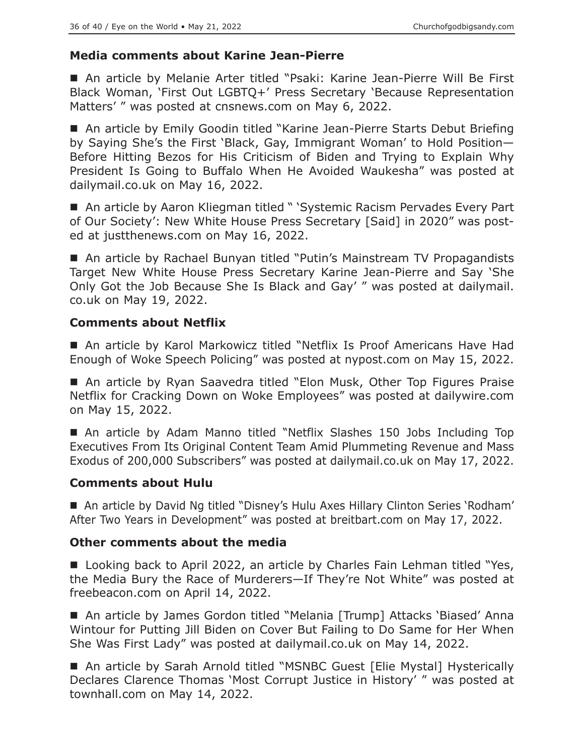### Media comments about Karine Jean-Pierre

■ An article by Melanie Arter titled "Psaki: Karine Jean-Pierre Will Be First Black Woman, 'First Out LGBTQ+' Press Secretary 'Because Representation Matters' " was posted at cnsnews.com on May 6, 2022.

■ An article by Emily Goodin titled "Karine Jean-Pierre Starts Debut Briefing by Saying She's the First 'Black, Gay, Immigrant Woman' to Hold Position—Before Hitting Bezos for His Criticism of Biden and Trying to Explain Why President Is Going to Buffalo When He Avoided Waukesha" was posted at dailymail.co.uk on May 16, 2022.

■ An article by Aaron Kliegman titled " 'Systemic Racism Pervades Every Part of Our Society': New White House Press Secretary [Said] in 2020" was posted at justthenews.com on May 16, 2022.

■ An article by Rachael Bunyan titled "Putin's Mainstream TV Propagandists Target New White House Press Secretary Karine Jean-Pierre and Say 'She Only Got the Job Because She Is Black and Gay' " was posted at dailymail.co.uk on May 19, 2022.

### Comments about Netflix

■ An article by Karol Markowicz titled "Netflix Is Proof Americans Have Had Enough of Woke Speech Policing" was posted at nypost.com on May 15, 2022.

■ An article by Ryan Saavedra titled "Elon Musk, Other Top Figures Praise Netflix for Cracking Down on Woke Employees" was posted at dailywire.com on May 15, 2022.

■ An article by Adam Manno titled "Netflix Slashes 150 Jobs Including Top Executives From Its Original Content Team Amid Plummeting Revenue and Mass Exodus of 200,000 Subscribers" was posted at dailymail.co.uk on May 17, 2022.

### Comments about Hulu

■ An article by David Ng titled "Disney's Hulu Axes Hillary Clinton Series 'Rodham' After Two Years in Development" was posted at breitbart.com on May 17, 2022.

### Other comments about the media

■ Looking back to April 2022, an article by Charles Fain Lehman titled "Yes, the Media Bury the Race of Murderers—If They're Not White" was posted at freebeacon.com on April 14, 2022.

■ An article by James Gordon titled "Melania [Trump] Attacks 'Biased' Anna Wintour for Putting Jill Biden on Cover But Failing to Do Same for Her When She Was First Lady" was posted at dailymail.co.uk on May 14, 2022.

■ An article by Sarah Arnold titled "MSNBC Guest [Elie Mystal] Hysterically Declares Clarence Thomas 'Most Corrupt Justice in History' " was posted at townhall.com on May 14, 2022.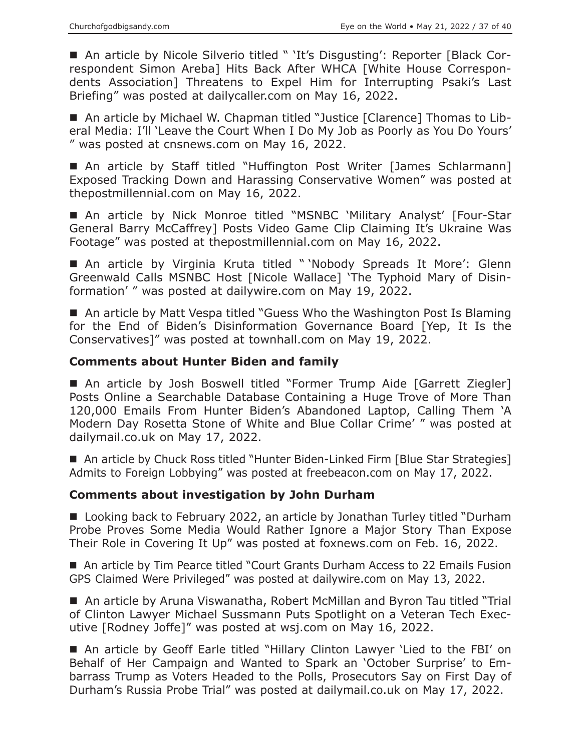■ An article by Nicole Silverio titled " 'It's Disgusting': Reporter [Black Correspondent Simon Areba] Hits Back After WHCA [White House Correspondents Association] Threatens to Expel Him for Interrupting Psaki's Last Briefing" was posted at dailycaller.com on May 16, 2022.

■ An article by Michael W. Chapman titled "Justice [Clarence] Thomas to Liberal Media: I'll 'Leave the Court When I Do My Job as Poorly as You Do Yours' " was posted at cnsnews.com on May 16, 2022.

■ An article by Staff titled "Huffington Post Writer [James Schlarmann] Exposed Tracking Down and Harassing Conservative Women" was posted at thepostmillennial.com on May 16, 2022.

■ An article by Nick Monroe titled "MSNBC 'Military Analyst' [Four-Star General Barry McCaffrey] Posts Video Game Clip Claiming It's Ukraine Was Footage" was posted at thepostmillennial.com on May 16, 2022.

■ An article by Virginia Kruta titled " 'Nobody Spreads It More': Glenn Greenwald Calls MSNBC Host [Nicole Wallace] 'The Typhoid Mary of Disinformation' " was posted at dailywire.com on May 19, 2022.

■ An article by Matt Vespa titled "Guess Who the Washington Post Is Blaming for the End of Biden's Disinformation Governance Board [Yep, It Is the Conservatives]" was posted at townhall.com on May 19, 2022.

### Comments about Hunter Biden and family

■ An article by Josh Boswell titled "Former Trump Aide [Garrett Ziegler] Posts Online a Searchable Database Containing a Huge Trove of More Than 120,000 Emails From Hunter Biden's Abandoned Laptop, Calling Them 'A Modern Day Rosetta Stone of White and Blue Collar Crime' " was posted at dailymail.co.uk on May 17, 2022.

■ An article by Chuck Ross titled "Hunter Biden-Linked Firm [Blue Star Strategies] Admits to Foreign Lobbying" was posted at freebeacon.com on May 17, 2022.

### Comments about investigation by John Durham

■ Looking back to February 2022, an article by Jonathan Turley titled "Durham Probe Proves Some Media Would Rather Ignore a Major Story Than Expose Their Role in Covering It Up" was posted at foxnews.com on Feb. 16, 2022.

■ An article by Tim Pearce titled "Court Grants Durham Access to 22 Emails Fusion GPS Claimed Were Privileged" was posted at dailywire.com on May 13, 2022.

■ An article by Aruna Viswanatha, Robert McMillan and Byron Tau titled "Trial of Clinton Lawyer Michael Sussmann Puts Spotlight on a Veteran Tech Executive [Rodney Joffe]" was posted at wsj.com on May 16, 2022.

■ An article by Geoff Earle titled "Hillary Clinton Lawyer 'Lied to the FBI' on Behalf of Her Campaign and Wanted to Spark an 'October Surprise' to Embarrass Trump as Voters Headed to the Polls, Prosecutors Say on First Day of Durham's Russia Probe Trial" was posted at dailymail.co.uk on May 17, 2022.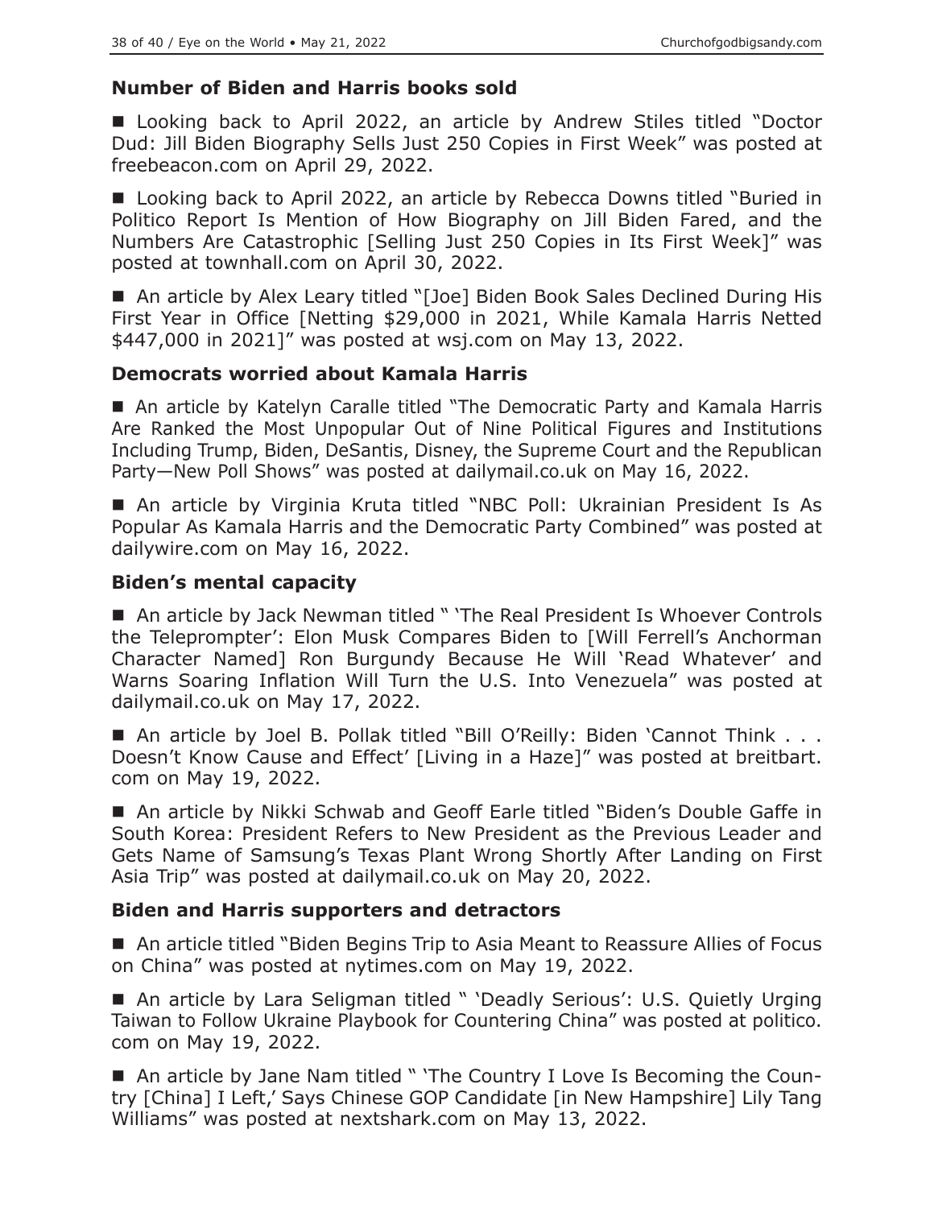### Number of Biden and Harris books sold

- Looking back to April 2022, an article by Andrew Stiles titled "Doctor Dud: Jill Biden Biography Sells Just 250 Copies in First Week" was posted at freebeacon.com on April 29, 2022.

- Looking back to April 2022, an article by Rebecca Downs titled "Buried in Politico Report Is Mention of How Biography on Jill Biden Fared, and the Numbers Are Catastrophic [Selling Just 250 Copies in Its First Week]" was posted at townhall.com on April 30, 2022.

- An article by Alex Leary titled "[Joe] Biden Book Sales Declined During His First Year in Office [Netting $29,000 in 2021, While Kamala Harris Netted $447,000 in 2021]" was posted at wsj.com on May 13, 2022.

### Democrats worried about Kamala Harris

- An article by Katelyn Caralle titled "The Democratic Party and Kamala Harris Are Ranked the Most Unpopular Out of Nine Political Figures and Institutions Including Trump, Biden, DeSantis, Disney, the Supreme Court and the Republican Party—New Poll Shows" was posted at dailymail.co.uk on May 16, 2022.

- An article by Virginia Kruta titled "NBC Poll: Ukrainian President Is As Popular As Kamala Harris and the Democratic Party Combined" was posted at dailywire.com on May 16, 2022.

### Biden's mental capacity

- An article by Jack Newman titled " 'The Real President Is Whoever Controls the Teleprompter': Elon Musk Compares Biden to [Will Ferrell's Anchorman Character Named] Ron Burgundy Because He Will 'Read Whatever' and Warns Soaring Inflation Will Turn the U.S. Into Venezuela" was posted at dailymail.co.uk on May 17, 2022.

- An article by Joel B. Pollak titled "Bill O'Reilly: Biden 'Cannot Think . . . Doesn't Know Cause and Effect' [Living in a Haze]" was posted at breitbart.com on May 19, 2022.

- An article by Nikki Schwab and Geoff Earle titled "Biden's Double Gaffe in South Korea: President Refers to New President as the Previous Leader and Gets Name of Samsung's Texas Plant Wrong Shortly After Landing on First Asia Trip" was posted at dailymail.co.uk on May 20, 2022.

### Biden and Harris supporters and detractors

- An article titled "Biden Begins Trip to Asia Meant to Reassure Allies of Focus on China" was posted at nytimes.com on May 19, 2022.

- An article by Lara Seligman titled " 'Deadly Serious': U.S. Quietly Urging Taiwan to Follow Ukraine Playbook for Countering China" was posted at politico.com on May 19, 2022.

- An article by Jane Nam titled " 'The Country I Love Is Becoming the Country [China] I Left,' Says Chinese GOP Candidate [in New Hampshire] Lily Tang Williams" was posted at nextshark.com on May 13, 2022.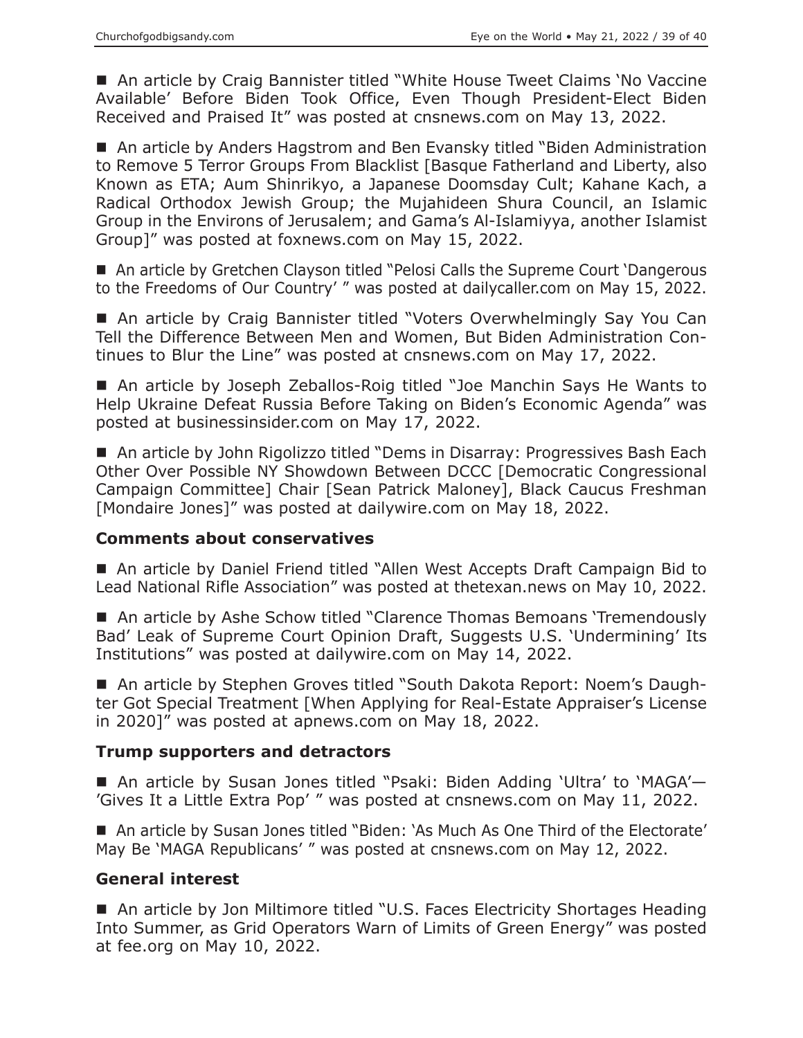■ An article by Craig Bannister titled "White House Tweet Claims 'No Vaccine Available' Before Biden Took Office, Even Though President-Elect Biden Received and Praised It" was posted at cnsnews.com on May 13, 2022.

■ An article by Anders Hagstrom and Ben Evansky titled "Biden Administration to Remove 5 Terror Groups From Blacklist [Basque Fatherland and Liberty, also Known as ETA; Aum Shinrikyo, a Japanese Doomsday Cult; Kahane Kach, a Radical Orthodox Jewish Group; the Mujahideen Shura Council, an Islamic Group in the Environs of Jerusalem; and Gama's Al-Islamiyya, another Islamist Group]" was posted at foxnews.com on May 15, 2022.

■ An article by Gretchen Clayson titled "Pelosi Calls the Supreme Court 'Dangerous to the Freedoms of Our Country' " was posted at dailycaller.com on May 15, 2022.

■ An article by Craig Bannister titled "Voters Overwhelmingly Say You Can Tell the Difference Between Men and Women, But Biden Administration Continues to Blur the Line" was posted at cnsnews.com on May 17, 2022.

■ An article by Joseph Zeballos-Roig titled "Joe Manchin Says He Wants to Help Ukraine Defeat Russia Before Taking on Biden's Economic Agenda" was posted at businessinsider.com on May 17, 2022.

■ An article by John Rigolizzo titled "Dems in Disarray: Progressives Bash Each Other Over Possible NY Showdown Between DCCC [Democratic Congressional Campaign Committee] Chair [Sean Patrick Maloney], Black Caucus Freshman [Mondaire Jones]" was posted at dailywire.com on May 18, 2022.

### Comments about conservatives

■ An article by Daniel Friend titled "Allen West Accepts Draft Campaign Bid to Lead National Rifle Association" was posted at thetexan.news on May 10, 2022.

■ An article by Ashe Schow titled "Clarence Thomas Bemoans 'Tremendously Bad' Leak of Supreme Court Opinion Draft, Suggests U.S. 'Undermining' Its Institutions" was posted at dailywire.com on May 14, 2022.

■ An article by Stephen Groves titled "South Dakota Report: Noem's Daughter Got Special Treatment [When Applying for Real-Estate Appraiser's License in 2020]" was posted at apnews.com on May 18, 2022.

### Trump supporters and detractors

■ An article by Susan Jones titled "Psaki: Biden Adding 'Ultra' to 'MAGA'—'Gives It a Little Extra Pop' " was posted at cnsnews.com on May 11, 2022.

■ An article by Susan Jones titled "Biden: 'As Much As One Third of the Electorate' May Be 'MAGA Republicans' " was posted at cnsnews.com on May 12, 2022.

### General interest

■ An article by Jon Miltimore titled "U.S. Faces Electricity Shortages Heading Into Summer, as Grid Operators Warn of Limits of Green Energy" was posted at fee.org on May 10, 2022.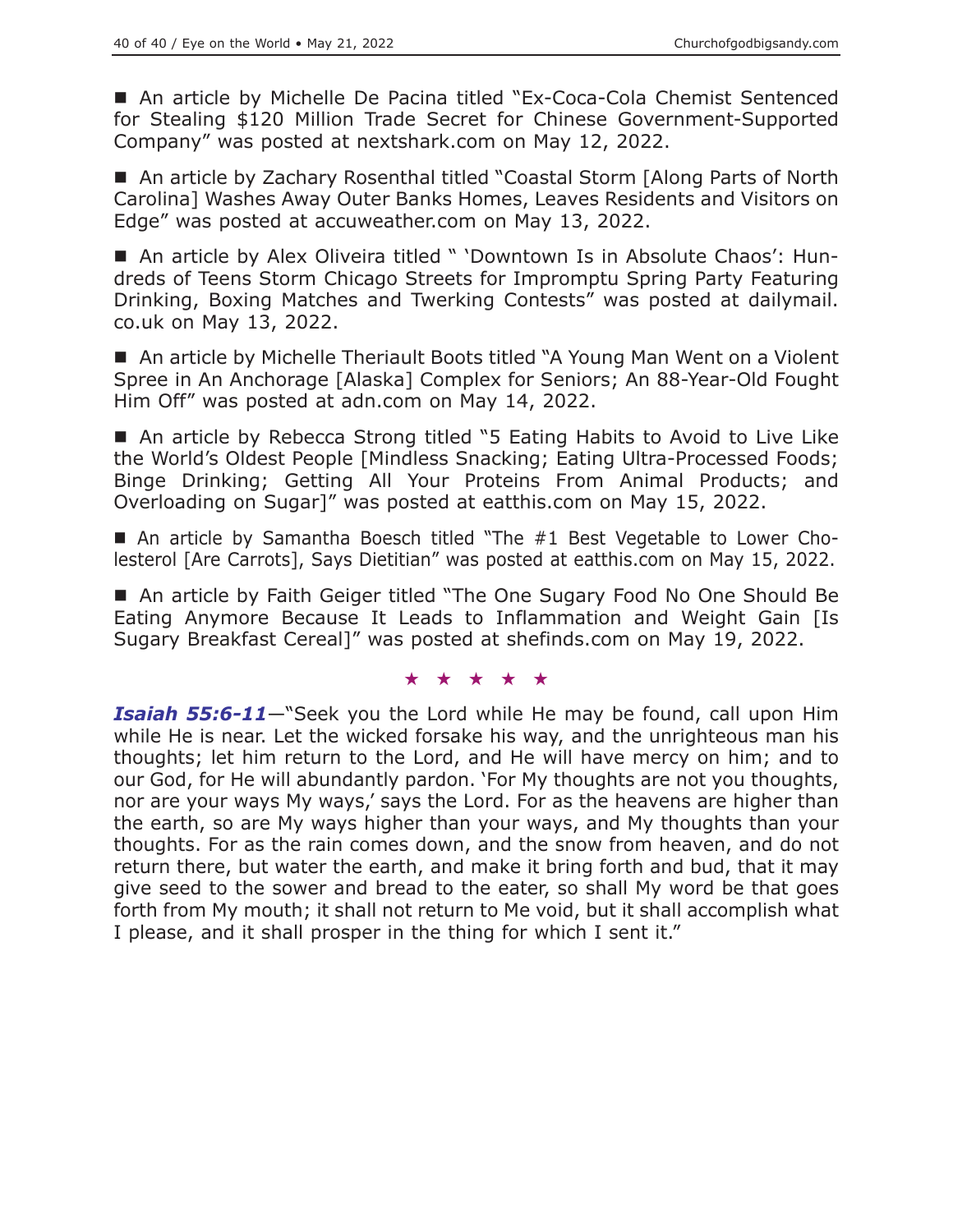■ An article by Michelle De Pacina titled "Ex-Coca-Cola Chemist Sentenced for Stealing $120 Million Trade Secret for Chinese Government-Supported Company" was posted at nextshark.com on May 12, 2022.

■ An article by Zachary Rosenthal titled "Coastal Storm [Along Parts of North Carolina] Washes Away Outer Banks Homes, Leaves Residents and Visitors on Edge" was posted at accuweather.com on May 13, 2022.

■ An article by Alex Oliveira titled " 'Downtown Is in Absolute Chaos': Hundreds of Teens Storm Chicago Streets for Impromptu Spring Party Featuring Drinking, Boxing Matches and Twerking Contests" was posted at dailymail.co.uk on May 13, 2022.

■ An article by Michelle Theriault Boots titled "A Young Man Went on a Violent Spree in An Anchorage [Alaska] Complex for Seniors; An 88-Year-Old Fought Him Off" was posted at adn.com on May 14, 2022.

■ An article by Rebecca Strong titled "5 Eating Habits to Avoid to Live Like the World's Oldest People [Mindless Snacking; Eating Ultra-Processed Foods; Binge Drinking; Getting All Your Proteins From Animal Products; and Overloading on Sugar]" was posted at eatthis.com on May 15, 2022.

■ An article by Samantha Boesch titled "The #1 Best Vegetable to Lower Cholesterol [Are Carrots], Says Dietitian" was posted at eatthis.com on May 15, 2022.

■ An article by Faith Geiger titled "The One Sugary Food No One Should Be Eating Anymore Because It Leads to Inflammation and Weight Gain [Is Sugary Breakfast Cereal]" was posted at shefinds.com on May 19, 2022.

★ ★ ★ ★ ★

***Isaiah 55:6-11***—"Seek you the Lord while He may be found, call upon Him while He is near. Let the wicked forsake his way, and the unrighteous man his thoughts; let him return to the Lord, and He will have mercy on him; and to our God, for He will abundantly pardon. 'For My thoughts are not you thoughts, nor are your ways My ways,' says the Lord. For as the heavens are higher than the earth, so are My ways higher than your ways, and My thoughts than your thoughts. For as the rain comes down, and the snow from heaven, and do not return there, but water the earth, and make it bring forth and bud, that it may give seed to the sower and bread to the eater, so shall My word be that goes forth from My mouth; it shall not return to Me void, but it shall accomplish what I please, and it shall prosper in the thing for which I sent it."